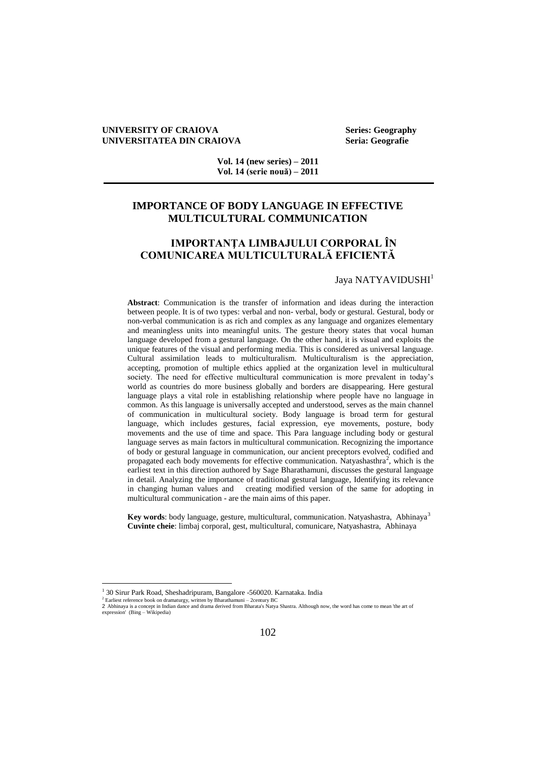**UNIVERSITY OF CRAIOVA** **Series: Geography**
**UNIVERSITATEA DIN CRAIOVA** **Seria: Geografie**

**Vol. 14 (new series) – 2011**
**Vol. 14 (serie nouă) – 2011**

# IMPORTANCE OF BODY LANGUAGE IN EFFECTIVE MULTICULTURAL COMMUNICATION

# IMPORTANŢA LIMBAJULUI CORPORAL ÎN COMUNICAREA MULTICULTURALĂ EFICIENTĂ

Jaya NATYAVIDUSHI[1]

**Abstract**: Communication is the transfer of information and ideas during the interaction between people. It is of two types: verbal and non- verbal, body or gestural. Gestural, body or non-verbal communication is as rich and complex as any language and organizes elementary and meaningless units into meaningful units. The gesture theory states that vocal human language developed from a gestural language. On the other hand, it is visual and exploits the unique features of the visual and performing media. This is considered as universal language. Cultural assimilation leads to multiculturalism. Multiculturalism is the appreciation, accepting, promotion of multiple ethics applied at the organization level in multicultural society. The need for effective multicultural communication is more prevalent in today's world as countries do more business globally and borders are disappearing. Here gestural language plays a vital role in establishing relationship where people have no language in common. As this language is universally accepted and understood, serves as the main channel of communication in multicultural society. Body language is broad term for gestural language, which includes gestures, facial expression, eye movements, posture, body movements and the use of time and space. This Para language including body or gestural language serves as main factors in multicultural communication. Recognizing the importance of body or gestural language in communication, our ancient preceptors evolved, codified and propagated each body movements for effective communication. Natyashasthra[2], which is the earliest text in this direction authored by Sage Bharathamuni, discusses the gestural language in detail. Analyzing the importance of traditional gestural language, Identifying its relevance in changing human values and creating modified version of the same for adopting in multicultural communication - are the main aims of this paper.

**Key words**: body language, gesture, multicultural, communication. Natyashastra, Abhinaya[3]
**Cuvinte cheie**: limbaj corporal, gest, multicultural, comunicare, Natyashastra, Abhinaya

---

[1] 30 Sirur Park Road, Sheshadripuram, Bangalore -560020. Karnataka. India
[2] Earliest reference book on dramaturgy, written by Bharathamuni – 2century BC
2 Abhinaya is a concept in Indian dance and drama derived from Bharata's Natya Shastra. Although now, the word has come to mean 'the art of expression' (Bing – Wikipedia)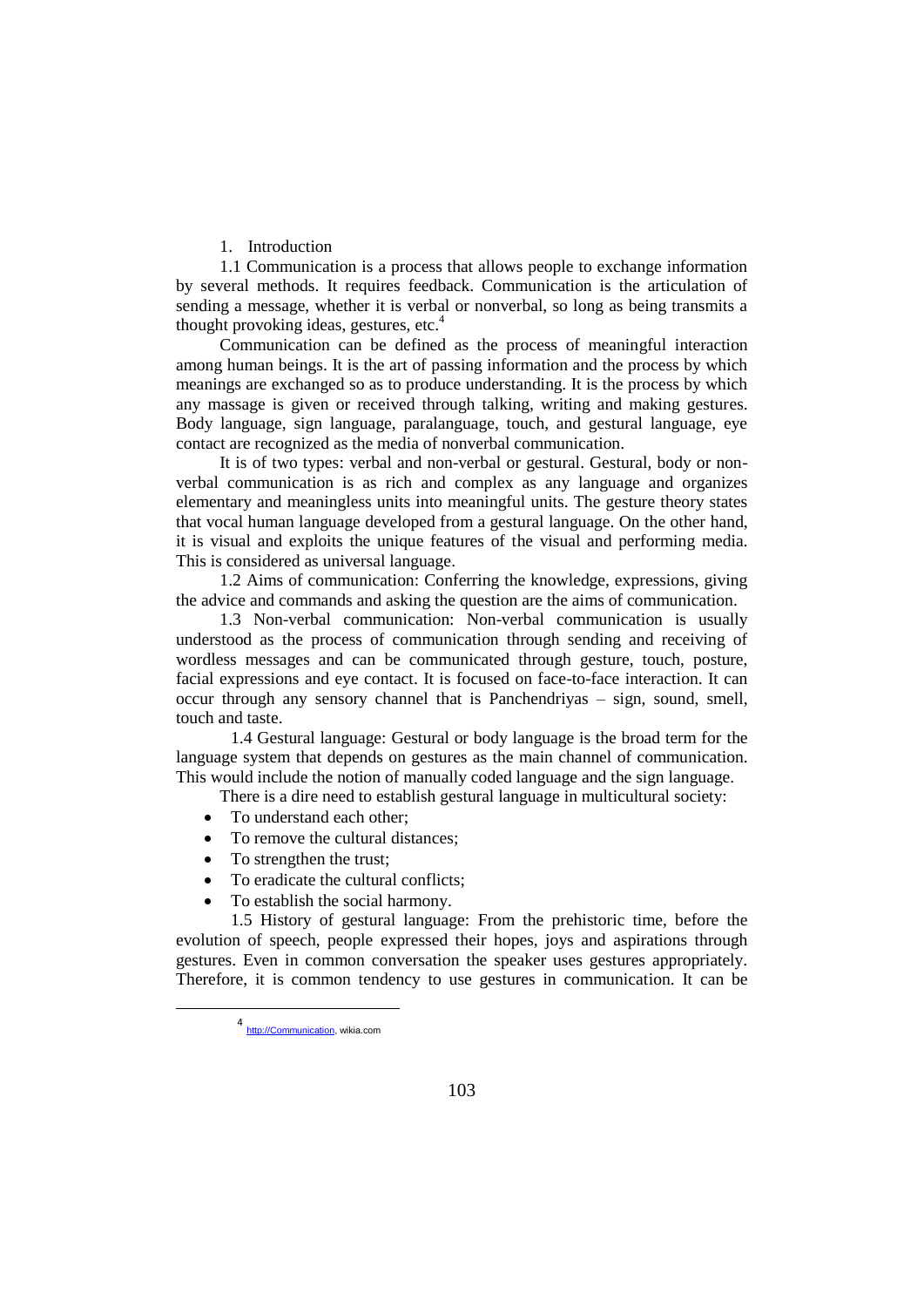1. Introduction

1.1 Communication is a process that allows people to exchange information by several methods. It requires feedback. Communication is the articulation of sending a message, whether it is verbal or nonverbal, so long as being transmits a thought provoking ideas, gestures, etc.[4]

Communication can be defined as the process of meaningful interaction among human beings. It is the art of passing information and the process by which meanings are exchanged so as to produce understanding. It is the process by which any massage is given or received through talking, writing and making gestures. Body language, sign language, paralanguage, touch, and gestural language, eye contact are recognized as the media of nonverbal communication.

It is of two types: verbal and non-verbal or gestural. Gestural, body or non-verbal communication is as rich and complex as any language and organizes elementary and meaningless units into meaningful units. The gesture theory states that vocal human language developed from a gestural language. On the other hand, it is visual and exploits the unique features of the visual and performing media. This is considered as universal language.

1.2 Aims of communication: Conferring the knowledge, expressions, giving the advice and commands and asking the question are the aims of communication.

1.3 Non-verbal communication: Non-verbal communication is usually understood as the process of communication through sending and receiving of wordless messages and can be communicated through gesture, touch, posture, facial expressions and eye contact. It is focused on face-to-face interaction. It can occur through any sensory channel that is Panchendriyas – sign, sound, smell, touch and taste.

1.4 Gestural language: Gestural or body language is the broad term for the language system that depends on gestures as the main channel of communication. This would include the notion of manually coded language and the sign language.

There is a dire need to establish gestural language in multicultural society:

- To understand each other;
- To remove the cultural distances;
- To strengthen the trust;
- To eradicate the cultural conflicts;
- To establish the social harmony.

1.5 History of gestural language: From the prehistoric time, before the evolution of speech, people expressed their hopes, joys and aspirations through gestures. Even in common conversation the speaker uses gestures appropriately. Therefore, it is common tendency to use gestures in communication. It can be

---

[4] http://Communication, wikia.com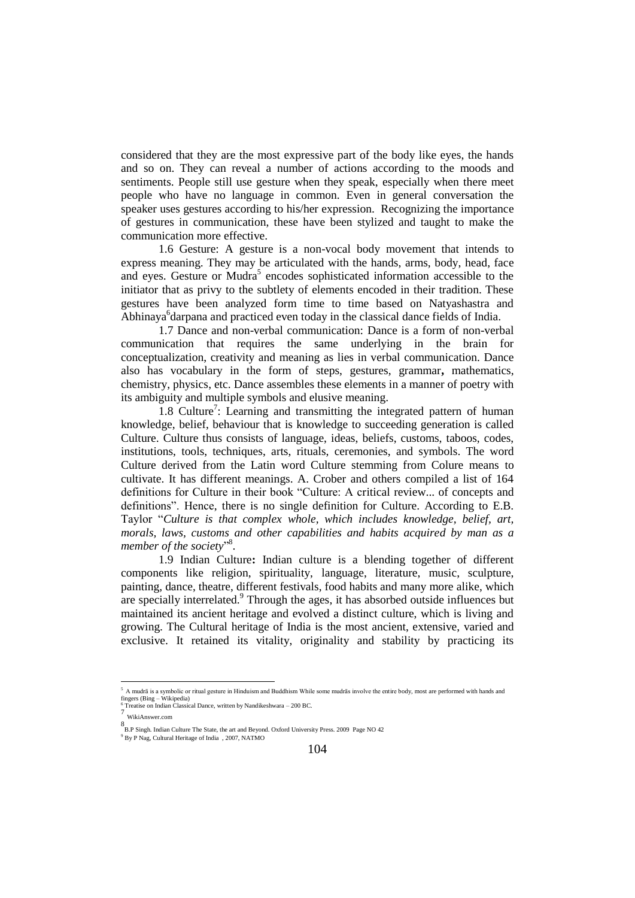considered that they are the most expressive part of the body like eyes, the hands and so on. They can reveal a number of actions according to the moods and sentiments. People still use gesture when they speak, especially when there meet people who have no language in common. Even in general conversation the speaker uses gestures according to his/her expression. Recognizing the importance of gestures in communication, these have been stylized and taught to make the communication more effective.

1.6 Gesture: A gesture is a non-vocal body movement that intends to express meaning. They may be articulated with the hands, arms, body, head, face and eyes. Gesture or Mudra[5] encodes sophisticated information accessible to the initiator that as privy to the subtlety of elements encoded in their tradition. These gestures have been analyzed form time to time based on Natyashastra and Abhinaya[6]darpana and practiced even today in the classical dance fields of India.

1.7 Dance and non-verbal communication: Dance is a form of non-verbal communication that requires the same underlying in the brain for conceptualization, creativity and meaning as lies in verbal communication. Dance also has vocabulary in the form of steps, gestures, grammar**,** mathematics, chemistry, physics, etc. Dance assembles these elements in a manner of poetry with its ambiguity and multiple symbols and elusive meaning.

1.8 Culture[7]: Learning and transmitting the integrated pattern of human knowledge, belief, behaviour that is knowledge to succeeding generation is called Culture. Culture thus consists of language, ideas, beliefs, customs, taboos, codes, institutions, tools, techniques, arts, rituals, ceremonies, and symbols. The word Culture derived from the Latin word Culture stemming from Colure means to cultivate. It has different meanings. A. Crober and others compiled a list of 164 definitions for Culture in their book "Culture: A critical review... of concepts and definitions". Hence, there is no single definition for Culture. According to E.B. Taylor "*Culture is that complex whole, which includes knowledge, belief, art, morals, laws, customs and other capabilities and habits acquired by man as a member of the society*"[8].

1.9 Indian Culture**:** Indian culture is a blending together of different components like religion, spirituality, language, literature, music, sculpture, painting, dance, theatre, different festivals, food habits and many more alike, which are specially interrelated.[9] Through the ages, it has absorbed outside influences but maintained its ancient heritage and evolved a distinct culture, which is living and growing. The Cultural heritage of India is the most ancient, extensive, varied and exclusive. It retained its vitality, originality and stability by practicing its

---

[5] A mudrā is a symbolic or ritual gesture in Hinduism and Buddhism While some mudrās involve the entire body, most are performed with hands and fingers (Bing – Wikipedia)

[6] Treatise on Indian Classical Dance, written by Nandikeshwara – 200 BC.

[7] WikiAnswer.com

[8] B.P Singh. Indian Culture The State, the art and Beyond. Oxford University Press. 2009 Page NO 42

[9] By P Nag, Cultural Heritage of India , 2007, NATMO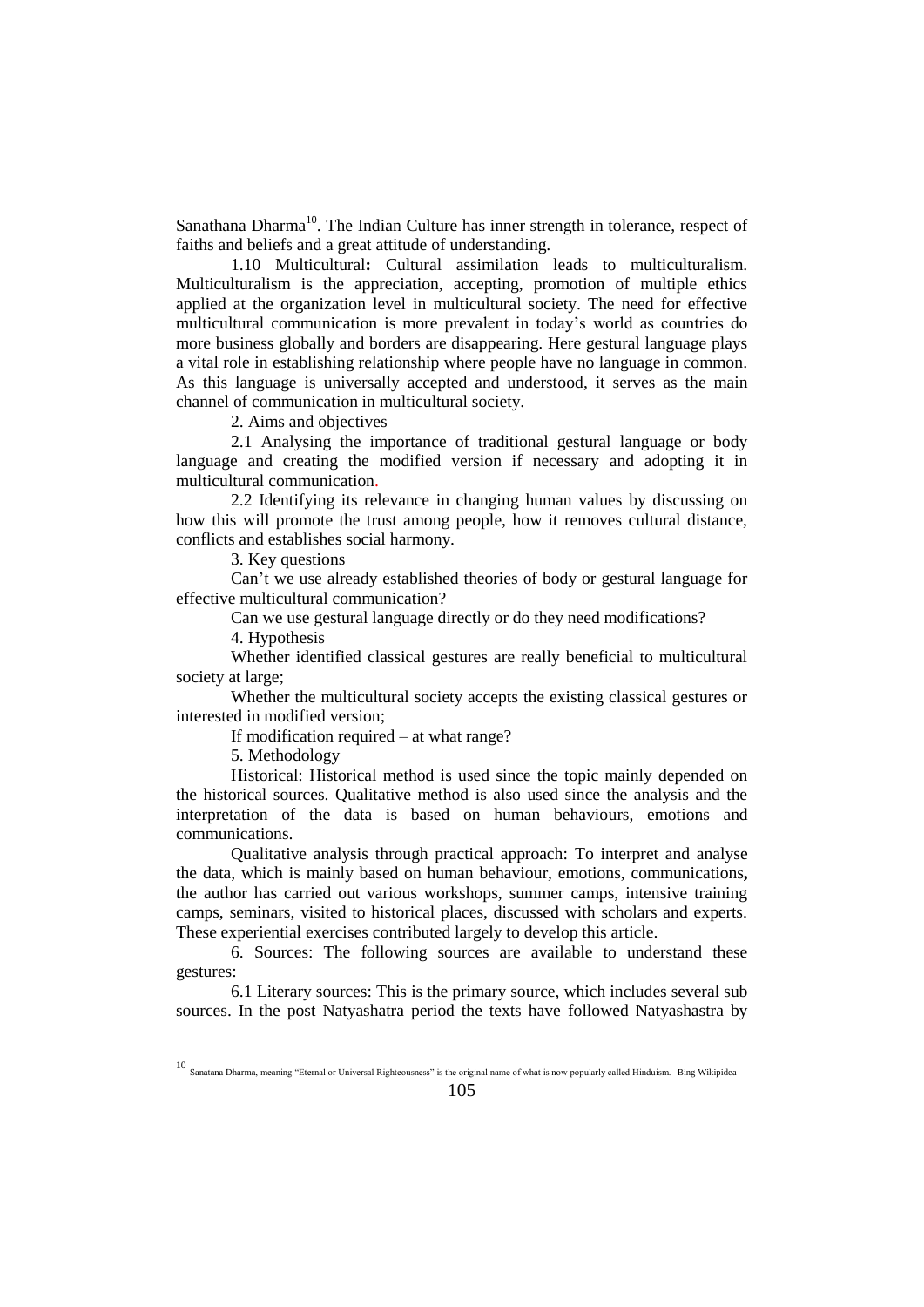Sanathana Dharma[10]. The Indian Culture has inner strength in tolerance, respect of faiths and beliefs and a great attitude of understanding.

1.10 Multicultural**:** Cultural assimilation leads to multiculturalism. Multiculturalism is the appreciation, accepting, promotion of multiple ethics applied at the organization level in multicultural society. The need for effective multicultural communication is more prevalent in today's world as countries do more business globally and borders are disappearing. Here gestural language plays a vital role in establishing relationship where people have no language in common. As this language is universally accepted and understood, it serves as the main channel of communication in multicultural society.

2. Aims and objectives

2.1 Analysing the importance of traditional gestural language or body language and creating the modified version if necessary and adopting it in multicultural communication.

2.2 Identifying its relevance in changing human values by discussing on how this will promote the trust among people, how it removes cultural distance, conflicts and establishes social harmony.

3. Key questions

Can't we use already established theories of body or gestural language for effective multicultural communication?

Can we use gestural language directly or do they need modifications?

4. Hypothesis

Whether identified classical gestures are really beneficial to multicultural society at large;

Whether the multicultural society accepts the existing classical gestures or interested in modified version;

If modification required – at what range?

5. Methodology

Historical: Historical method is used since the topic mainly depended on the historical sources. Qualitative method is also used since the analysis and the interpretation of the data is based on human behaviours, emotions and communications.

Qualitative analysis through practical approach: To interpret and analyse the data, which is mainly based on human behaviour, emotions, communications**,** the author has carried out various workshops, summer camps, intensive training camps, seminars, visited to historical places, discussed with scholars and experts. These experiential exercises contributed largely to develop this article.

6. Sources: The following sources are available to understand these gestures:

6.1 Literary sources: This is the primary source, which includes several sub sources. In the post Natyashatra period the texts have followed Natyashastra by

---

[10] Sanatana Dharma, meaning "Eternal or Universal Righteousness" is the original name of what is now popularly called Hinduism.- Bing Wikipidea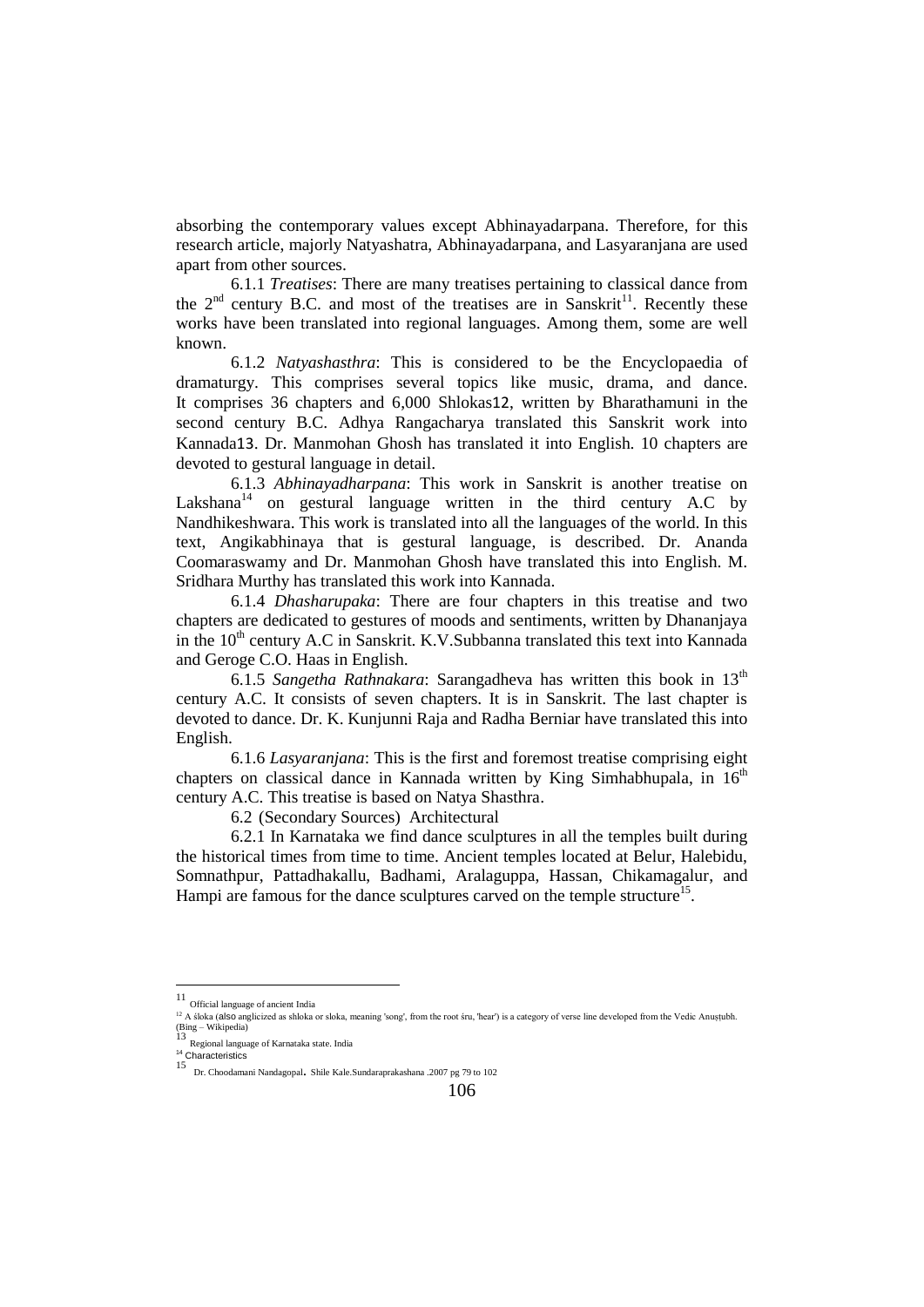absorbing the contemporary values except Abhinayadarpana. Therefore, for this research article, majorly Natyashatra, Abhinayadarpana, and Lasyaranjana are used apart from other sources.

6.1.1 *Treatises*: There are many treatises pertaining to classical dance from the 2nd century B.C. and most of the treatises are in Sanskrit[11]. Recently these works have been translated into regional languages. Among them, some are well known.

6.1.2 *Natyashasthra*: This is considered to be the Encyclopaedia of dramaturgy. This comprises several topics like music, drama, and dance. It comprises 36 chapters and 6,000 Shlokas[12], written by Bharathamuni in the second century B.C. Adhya Rangacharya translated this Sanskrit work into Kannada[13]. Dr. Manmohan Ghosh has translated it into English. 10 chapters are devoted to gestural language in detail.

6.1.3 *Abhinayadharpana*: This work in Sanskrit is another treatise on Lakshana[14] on gestural language written in the third century A.C by Nandhikeshwara. This work is translated into all the languages of the world. In this text, Angikabhinaya that is gestural language, is described. Dr. Ananda Coomaraswamy and Dr. Manmohan Ghosh have translated this into English. M. Sridhara Murthy has translated this work into Kannada.

6.1.4 *Dhasharupaka*: There are four chapters in this treatise and two chapters are dedicated to gestures of moods and sentiments, written by Dhananjaya in the 10th century A.C in Sanskrit. K.V.Subbanna translated this text into Kannada and Geroge C.O. Haas in English.

6.1.5 *Sangetha Rathnakara*: Sarangadheva has written this book in 13th century A.C. It consists of seven chapters. It is in Sanskrit. The last chapter is devoted to dance. Dr. K. Kunjunni Raja and Radha Berniar have translated this into English.

6.1.6 *Lasyaranjana*: This is the first and foremost treatise comprising eight chapters on classical dance in Kannada written by King Simhabhupala, in 16th century A.C. This treatise is based on Natya Shasthra.

6.2 (Secondary Sources) Architectural

6.2.1 In Karnataka we find dance sculptures in all the temples built during the historical times from time to time. Ancient temples located at Belur, Halebidu, Somnathpur, Pattadhakallu, Badhami, Aralaguppa, Hassan, Chikamagalur, and Hampi are famous for the dance sculptures carved on the temple structure[15].

---

[11] Official language of ancient India

[12] A śloka (also anglicized as shloka or sloka, meaning 'song', from the root śru, 'hear') is a category of verse line developed from the Vedic Anuṣṭubh. (Bing – Wikipedia)

[13] Regional language of Karnataka state. India

[14] Characteristics

[15] Dr. Choodamani Nandagopal. Shile Kale.Sundaraprakashana .2007 pg 79 to 102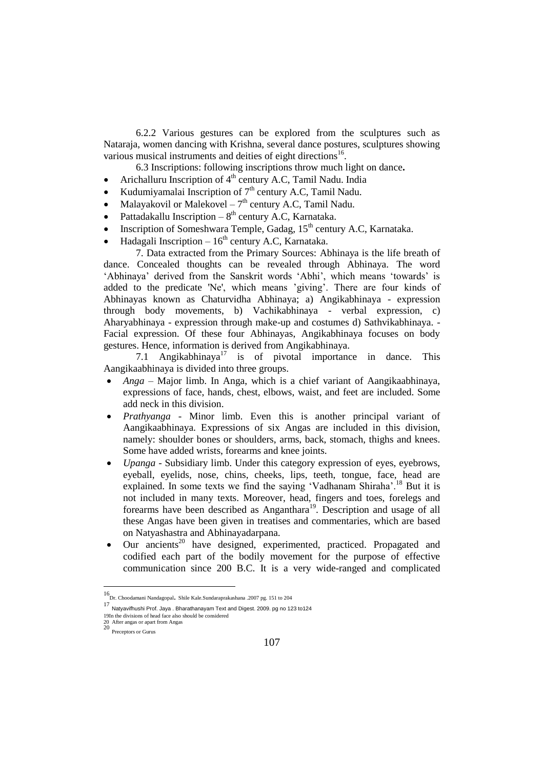6.2.2 Various gestures can be explored from the sculptures such as Nataraja, women dancing with Krishna, several dance postures, sculptures showing various musical instruments and deities of eight directions[16].

6.3 Inscriptions: following inscriptions throw much light on dance**.**

- Arichalluru Inscription of 4th century A.C, Tamil Nadu. India
- Kudumiyamalai Inscription of 7th century A.C, Tamil Nadu.
- Malayakovil or Malekovel – 7th century A.C, Tamil Nadu.
- Pattadakallu Inscription – 8th century A.C, Karnataka.
- Inscription of Someshwara Temple, Gadag, 15th century A.C, Karnataka.
- Hadagali Inscription – 16th century A.C, Karnataka.

7. Data extracted from the Primary Sources: Abhinaya is the life breath of dance. Concealed thoughts can be revealed through Abhinaya. The word 'Abhinaya' derived from the Sanskrit words 'Abhi', which means 'towards' is added to the predicate 'Ne', which means 'giving'. There are four kinds of Abhinayas known as Chaturvidha Abhinaya; a) Angikabhinaya - expression through body movements, b) Vachikabhinaya - verbal expression, c) Aharyabhinaya - expression through make-up and costumes d) Sathvikabhinaya. - Facial expression. Of these four Abhinayas, Angikabhinaya focuses on body gestures. Hence, information is derived from Angikabhinaya.

7.1 Angikabhinaya[17] is of pivotal importance in dance. This Aangikaabhinaya is divided into three groups.

- *Anga* – Major limb. In Anga, which is a chief variant of Aangikaabhinaya, expressions of face, hands, chest, elbows, waist, and feet are included. Some add neck in this division.
- *Prathyanga* - Minor limb. Even this is another principal variant of Aangikaabhinaya. Expressions of six Angas are included in this division, namely: shoulder bones or shoulders, arms, back, stomach, thighs and knees. Some have added wrists, forearms and knee joints.
- *Upanga* - Subsidiary limb. Under this category expression of eyes, eyebrows, eyeball, eyelids, nose, chins, cheeks, lips, teeth, tongue, face, head are explained. In some texts we find the saying 'Vadhanam Shiraha'.[18] But it is not included in many texts. Moreover, head, fingers and toes, forelegs and forearms have been described as Anganthara[19]. Description and usage of all these Angas have been given in treatises and commentaries, which are based on Natyashastra and Abhinayadarpana.
- Our ancients[20] have designed, experimented, practiced. Propagated and codified each part of the bodily movement for the purpose of effective communication since 200 B.C. It is a very wide-ranged and complicated

---

16 Dr. Choodamani Nandagopal. Shile Kale.Sundaraprakashana .2007 pg. 151 to 204

17 Natyavifhushi Prof. Jaya . Bharathanayam Text and Digest. 2009. pg no 123 to124

19In the divisions of head face also should be considered

20 After angas or apart from Angas

20 Preceptors or Gurus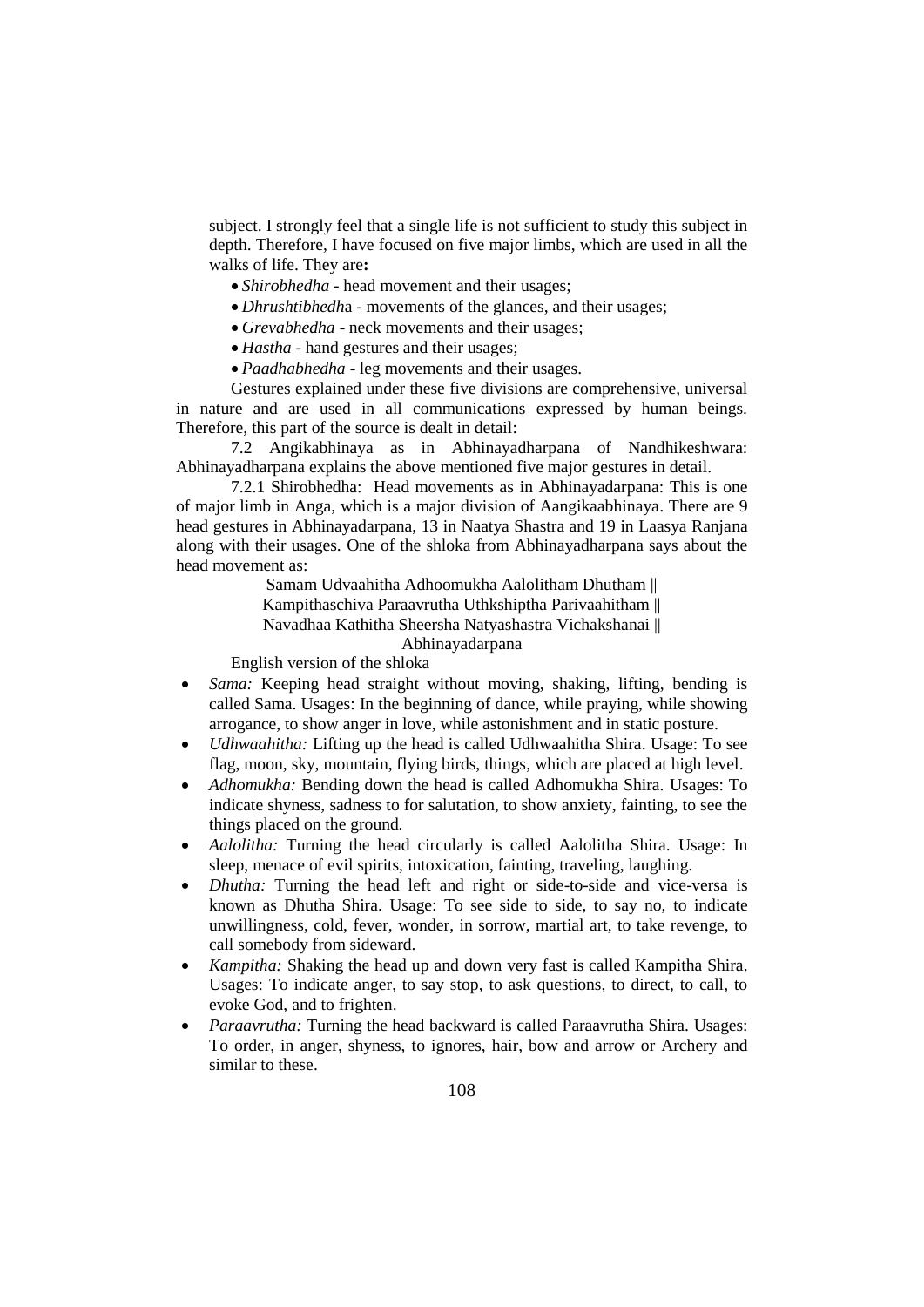subject. I strongly feel that a single life is not sufficient to study this subject in depth. Therefore, I have focused on five major limbs, which are used in all the walks of life. They are**:**

- *Shirobhedha* - head movement and their usages;
- *Dhrushtibhedh*a - movements of the glances, and their usages;
- *Grevabhedha* - neck movements and their usages;
- *Hastha* - hand gestures and their usages;
- *Paadhabhedha* - leg movements and their usages.

Gestures explained under these five divisions are comprehensive, universal in nature and are used in all communications expressed by human beings. Therefore, this part of the source is dealt in detail:

7.2 Angikabhinaya as in Abhinayadharpana of Nandhikeshwara: Abhinayadharpana explains the above mentioned five major gestures in detail.

7.2.1 Shirobhedha: Head movements as in Abhinayadarpana: This is one of major limb in Anga, which is a major division of Aangikaabhinaya. There are 9 head gestures in Abhinayadarpana, 13 in Naatya Shastra and 19 in Laasya Ranjana along with their usages. One of the shloka from Abhinayadharpana says about the head movement as:

Samam Udvaahitha Adhoomukha Aalolitham Dhutham ||
Kampithaschiva Paraavrutha Uthkshiptha Parivaahitham ||
Navadhaa Kathitha Sheersha Natyashastra Vichakshanai ||
Abhinayadarpana

English version of the shloka

- *Sama:* Keeping head straight without moving, shaking, lifting, bending is called Sama. Usages: In the beginning of dance, while praying, while showing arrogance, to show anger in love, while astonishment and in static posture.
- *Udhwaahitha:* Lifting up the head is called Udhwaahitha Shira. Usage: To see flag, moon, sky, mountain, flying birds, things, which are placed at high level.
- *Adhomukha:* Bending down the head is called Adhomukha Shira. Usages: To indicate shyness, sadness to for salutation, to show anxiety, fainting, to see the things placed on the ground.
- *Aalolitha:* Turning the head circularly is called Aalolitha Shira. Usage: In sleep, menace of evil spirits, intoxication, fainting, traveling, laughing.
- *Dhutha:* Turning the head left and right or side-to-side and vice-versa is known as Dhutha Shira. Usage: To see side to side, to say no, to indicate unwillingness, cold, fever, wonder, in sorrow, martial art, to take revenge, to call somebody from sideward.
- *Kampitha:* Shaking the head up and down very fast is called Kampitha Shira. Usages: To indicate anger, to say stop, to ask questions, to direct, to call, to evoke God, and to frighten.
- *Paraavrutha:* Turning the head backward is called Paraavrutha Shira. Usages: To order, in anger, shyness, to ignores, hair, bow and arrow or Archery and similar to these.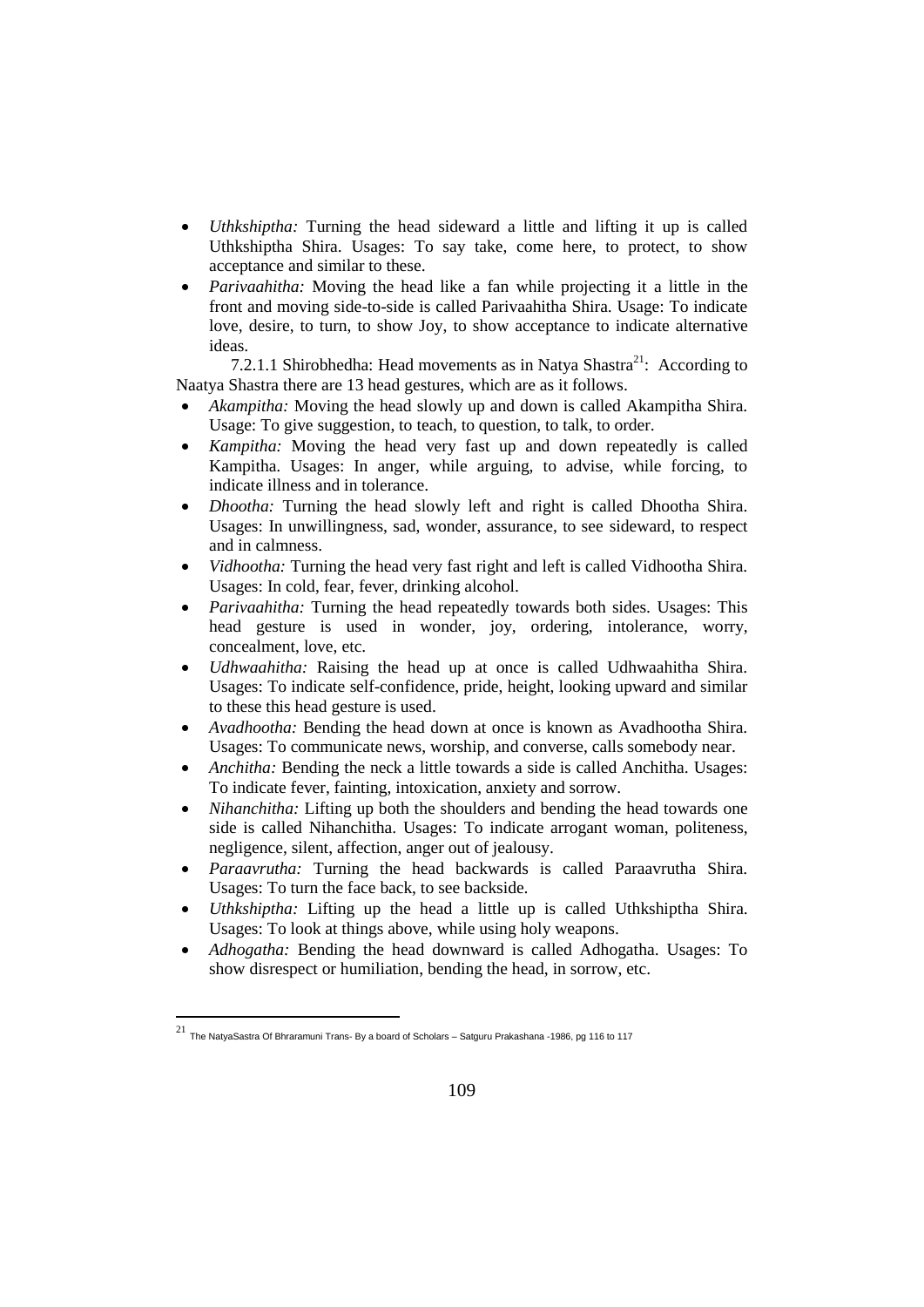- *Uthkshiptha:* Turning the head sideward a little and lifting it up is called Uthkshiptha Shira. Usages: To say take, come here, to protect, to show acceptance and similar to these.
- *Parivaahitha:* Moving the head like a fan while projecting it a little in the front and moving side-to-side is called Parivaahitha Shira. Usage: To indicate love, desire, to turn, to show Joy, to show acceptance to indicate alternative ideas.

7.2.1.1 Shirobhedha: Head movements as in Natya Shastra[21]: According to Naatya Shastra there are 13 head gestures, which are as it follows.

- *Akampitha:* Moving the head slowly up and down is called Akampitha Shira. Usage: To give suggestion, to teach, to question, to talk, to order.
- *Kampitha:* Moving the head very fast up and down repeatedly is called Kampitha. Usages: In anger, while arguing, to advise, while forcing, to indicate illness and in tolerance.
- *Dhootha:* Turning the head slowly left and right is called Dhootha Shira. Usages: In unwillingness, sad, wonder, assurance, to see sideward, to respect and in calmness.
- *Vidhootha:* Turning the head very fast right and left is called Vidhootha Shira. Usages: In cold, fear, fever, drinking alcohol.
- *Parivaahitha:* Turning the head repeatedly towards both sides. Usages: This head gesture is used in wonder, joy, ordering, intolerance, worry, concealment, love, etc.
- *Udhwaahitha:* Raising the head up at once is called Udhwaahitha Shira. Usages: To indicate self-confidence, pride, height, looking upward and similar to these this head gesture is used.
- *Avadhootha:* Bending the head down at once is known as Avadhootha Shira. Usages: To communicate news, worship, and converse, calls somebody near.
- *Anchitha:* Bending the neck a little towards a side is called Anchitha. Usages: To indicate fever, fainting, intoxication, anxiety and sorrow.
- *Nihanchitha:* Lifting up both the shoulders and bending the head towards one side is called Nihanchitha. Usages: To indicate arrogant woman, politeness, negligence, silent, affection, anger out of jealousy.
- *Paraavrutha:* Turning the head backwards is called Paraavrutha Shira. Usages: To turn the face back, to see backside.
- *Uthkshiptha:* Lifting up the head a little up is called Uthkshiptha Shira. Usages: To look at things above, while using holy weapons.
- *Adhogatha:* Bending the head downward is called Adhogatha. Usages: To show disrespect or humiliation, bending the head, in sorrow, etc.

---

[21] The NatyaSastra Of Bhraramuni Trans- By a board of Scholars – Satguru Prakashana -1986, pg 116 to 117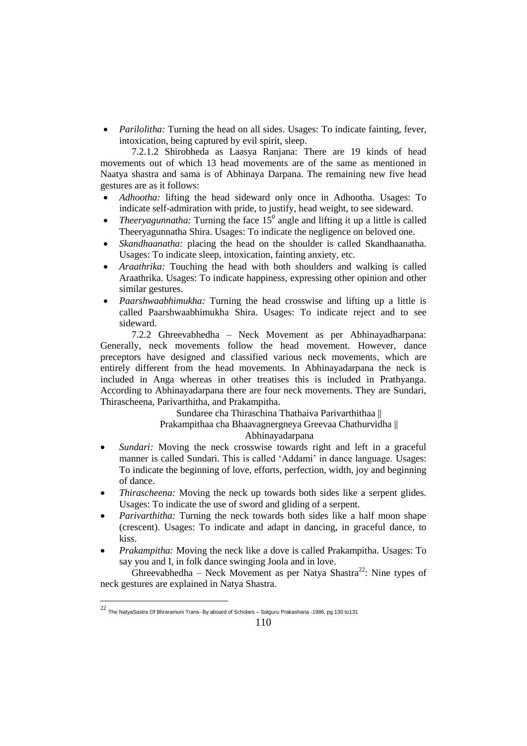- *Parilolitha:* Turning the head on all sides. Usages: To indicate fainting, fever, intoxication, being captured by evil spirit, sleep.

7.2.1.2 Shirobheda as Laasya Ranjana: There are 19 kinds of head movements out of which 13 head movements are of the same as mentioned in Naatya shastra and sama is of Abhinaya Darpana. The remaining new five head gestures are as it follows:

- *Adhootha:* lifting the head sideward only once in Adhootha. Usages: To indicate self-admiration with pride, to justify, head weight, to see sideward.
- *Theeryagunnatha:* Turning the face $15^0$ angle and lifting it up a little is called Theeryagunnatha Shira. Usages: To indicate the negligence on beloved one.
- *Skandhaanatha:* placing the head on the shoulder is called Skandhaanatha. Usages: To indicate sleep, intoxication, fainting anxiety, etc.
- *Araathrika:* Touching the head with both shoulders and walking is called Araathrika. Usages: To indicate happiness, expressing other opinion and other similar gestures.
- *Paarshwaabhimukha:* Turning the head crosswise and lifting up a little is called Paarshwaabhimukha Shira. Usages: To indicate reject and to see sideward.

7.2.2 Ghreevabhedha – Neck Movement as per Abhinayadharpana: Generally, neck movements follow the head movement. However, dance preceptors have designed and classified various neck movements, which are entirely different from the head movements. In Abhinayadarpana the neck is included in Anga whereas in other treatises this is included in Prathyanga. According to Abhinayadarpana there are four neck movements. They are Sundari, Thirascheena, Parivarthitha, and Prakampitha.

Sundaree cha Thiraschina Thathaiva Parivarthithaa ||
Prakampithaa cha Bhaavagnergneya Greevaa Chathurvidha ||
Abhinayadarpana

- *Sundari:* Moving the neck crosswise towards right and left in a graceful manner is called Sundari. This is called 'Addami' in dance language. Usages: To indicate the beginning of love, efforts, perfection, width, joy and beginning of dance.
- *Thirascheena:* Moving the neck up towards both sides like a serpent glides. Usages: To indicate the use of sword and gliding of a serpent.
- *Parivarthitha:* Turning the neck towards both sides like a half moon shape (crescent). Usages: To indicate and adapt in dancing, in graceful dance, to kiss.
- *Prakampitha:* Moving the neck like a dove is called Prakampitha. Usages: To say you and I, in folk dance swinging Joola and in love.

Ghreevabhedha – Neck Movement as per Natya Shastra[22]: Nine types of neck gestures are explained in Natya Shastra.

[22] The NatyaSastra Of Bhraramuni Trans- By aboard of Scholars – Satguru Prakashana -1986, pg 130 to131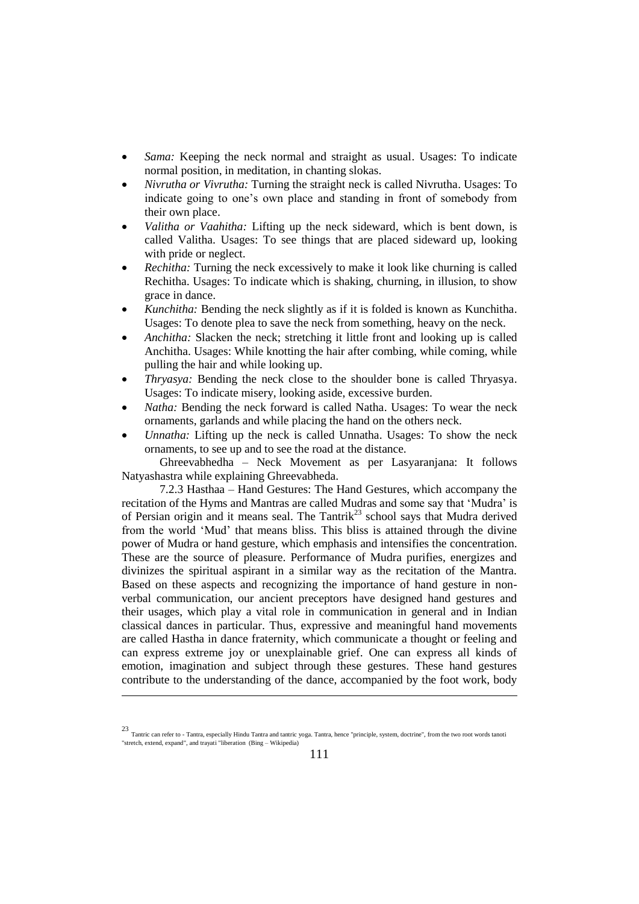- *Sama:* Keeping the neck normal and straight as usual. Usages: To indicate normal position, in meditation, in chanting slokas.
- *Nivrutha or Vivrutha:* Turning the straight neck is called Nivrutha. Usages: To indicate going to one's own place and standing in front of somebody from their own place.
- *Valitha or Vaahitha:* Lifting up the neck sideward, which is bent down, is called Valitha. Usages: To see things that are placed sideward up, looking with pride or neglect.
- *Rechitha:* Turning the neck excessively to make it look like churning is called Rechitha. Usages: To indicate which is shaking, churning, in illusion, to show grace in dance.
- *Kunchitha:* Bending the neck slightly as if it is folded is known as Kunchitha. Usages: To denote plea to save the neck from something, heavy on the neck.
- *Anchitha:* Slacken the neck; stretching it little front and looking up is called Anchitha. Usages: While knotting the hair after combing, while coming, while pulling the hair and while looking up.
- *Thryasya:* Bending the neck close to the shoulder bone is called Thryasya. Usages: To indicate misery, looking aside, excessive burden.
- *Natha:* Bending the neck forward is called Natha. Usages: To wear the neck ornaments, garlands and while placing the hand on the others neck.
- *Unnatha:* Lifting up the neck is called Unnatha. Usages: To show the neck ornaments, to see up and to see the road at the distance.

Ghreevabhedha – Neck Movement as per Lasyaranjana: It follows Natyashastra while explaining Ghreevabheda.

7.2.3 Hasthaa – Hand Gestures: The Hand Gestures, which accompany the recitation of the Hyms and Mantras are called Mudras and some say that 'Mudra' is of Persian origin and it means seal. The Tantrik[23] school says that Mudra derived from the world 'Mud' that means bliss. This bliss is attained through the divine power of Mudra or hand gesture, which emphasis and intensifies the concentration. These are the source of pleasure. Performance of Mudra purifies, energizes and divinizes the spiritual aspirant in a similar way as the recitation of the Mantra. Based on these aspects and recognizing the importance of hand gesture in non-verbal communication, our ancient preceptors have designed hand gestures and their usages, which play a vital role in communication in general and in Indian classical dances in particular. Thus, expressive and meaningful hand movements are called Hastha in dance fraternity, which communicate a thought or feeling and can express extreme joy or unexplainable grief. One can express all kinds of emotion, imagination and subject through these gestures. These hand gestures contribute to the understanding of the dance, accompanied by the foot work, body

---

[23] Tantric can refer to - Tantra, especially Hindu Tantra and tantric yoga. Tantra, hence "principle, system, doctrine", from the two root words tanoti "stretch, extend, expand", and trayati "liberation (Bing – Wikipedia)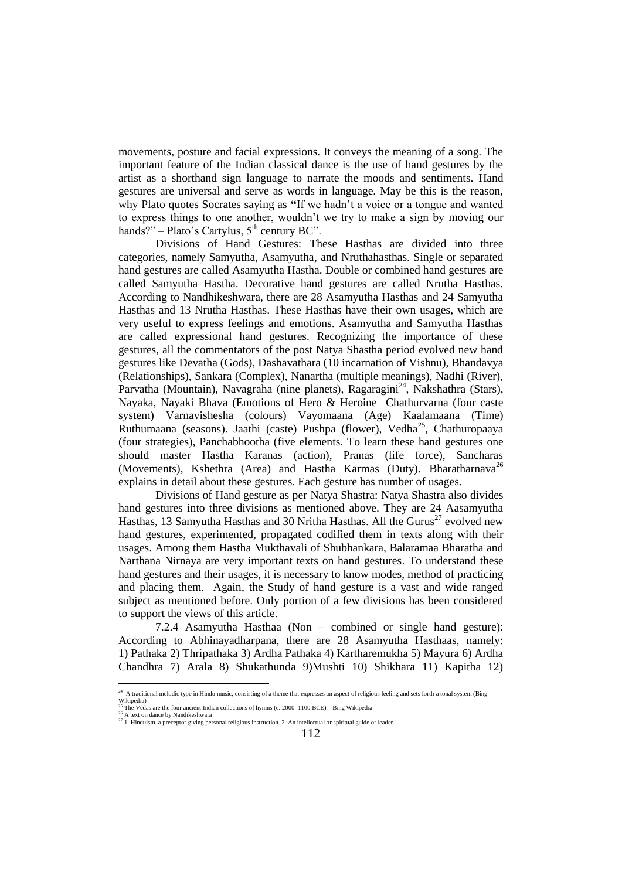movements, posture and facial expressions. It conveys the meaning of a song. The important feature of the Indian classical dance is the use of hand gestures by the artist as a shorthand sign language to narrate the moods and sentiments. Hand gestures are universal and serve as words in language. May be this is the reason, why Plato quotes Socrates saying as **"**If we hadn't a voice or a tongue and wanted to express things to one another, wouldn't we try to make a sign by moving our hands?" – Plato's Cartylus, 5th century BC".

Divisions of Hand Gestures: These Hasthas are divided into three categories, namely Samyutha, Asamyutha, and Nruthahasthas. Single or separated hand gestures are called Asamyutha Hastha. Double or combined hand gestures are called Samyutha Hastha. Decorative hand gestures are called Nrutha Hasthas. According to Nandhikeshwara, there are 28 Asamyutha Hasthas and 24 Samyutha Hasthas and 13 Nrutha Hasthas. These Hasthas have their own usages, which are very useful to express feelings and emotions. Asamyutha and Samyutha Hasthas are called expressional hand gestures. Recognizing the importance of these gestures, all the commentators of the post Natya Shastha period evolved new hand gestures like Devatha (Gods), Dashavathara (10 incarnation of Vishnu), Bhandavya (Relationships), Sankara (Complex), Nanartha (multiple meanings), Nadhi (River), Parvatha (Mountain), Navagraha (nine planets), Ragaragini[24], Nakshathra (Stars), Nayaka, Nayaki Bhava (Emotions of Hero & Heroine Chathurvarna (four caste system) Varnavishesha (colours) Vayomaana (Age) Kaalamaana (Time) Ruthumaana (seasons). Jaathi (caste) Pushpa (flower), Vedha[25], Chathuropaaya (four strategies), Panchabhootha (five elements. To learn these hand gestures one should master Hastha Karanas (action), Pranas (life force), Sancharas (Movements), Kshethra (Area) and Hastha Karmas (Duty). Bharatharnava[26] explains in detail about these gestures. Each gesture has number of usages.

Divisions of Hand gesture as per Natya Shastra: Natya Shastra also divides hand gestures into three divisions as mentioned above. They are 24 Aasamyutha Hasthas, 13 Samyutha Hasthas and 30 Nritha Hasthas. All the Gurus[27] evolved new hand gestures, experimented, propagated codified them in texts along with their usages. Among them Hastha Mukthavali of Shubhankara, Balaramaa Bharatha and Narthana Nirnaya are very important texts on hand gestures. To understand these hand gestures and their usages, it is necessary to know modes, method of practicing and placing them. Again, the Study of hand gesture is a vast and wide ranged subject as mentioned before. Only portion of a few divisions has been considered to support the views of this article.

7.2.4 Asamyutha Hasthaa (Non – combined or single hand gesture): According to Abhinayadharpana, there are 28 Asamyutha Hasthaas, namely: 1) Pathaka 2) Thripathaka 3) Ardha Pathaka 4) Kartharemukha 5) Mayura 6) Ardha Chandhra 7) Arala 8) Shukathunda 9)Mushti 10) Shikhara 11) Kapitha 12)

---

[24] A traditional melodic type in Hindu music, consisting of a theme that expresses an aspect of religious feeling and sets forth a tonal system (Bing – Wikipedia)

[25] The Vedas are the four ancient Indian collections of hymns (c. 2000–1100 BCE) – Bing Wikipedia

[26] A text on dance by Nandikeshwara

[27] 1. Hinduism. a preceptor giving personal religious instruction. 2. An intellectual or spiritual guide or leader.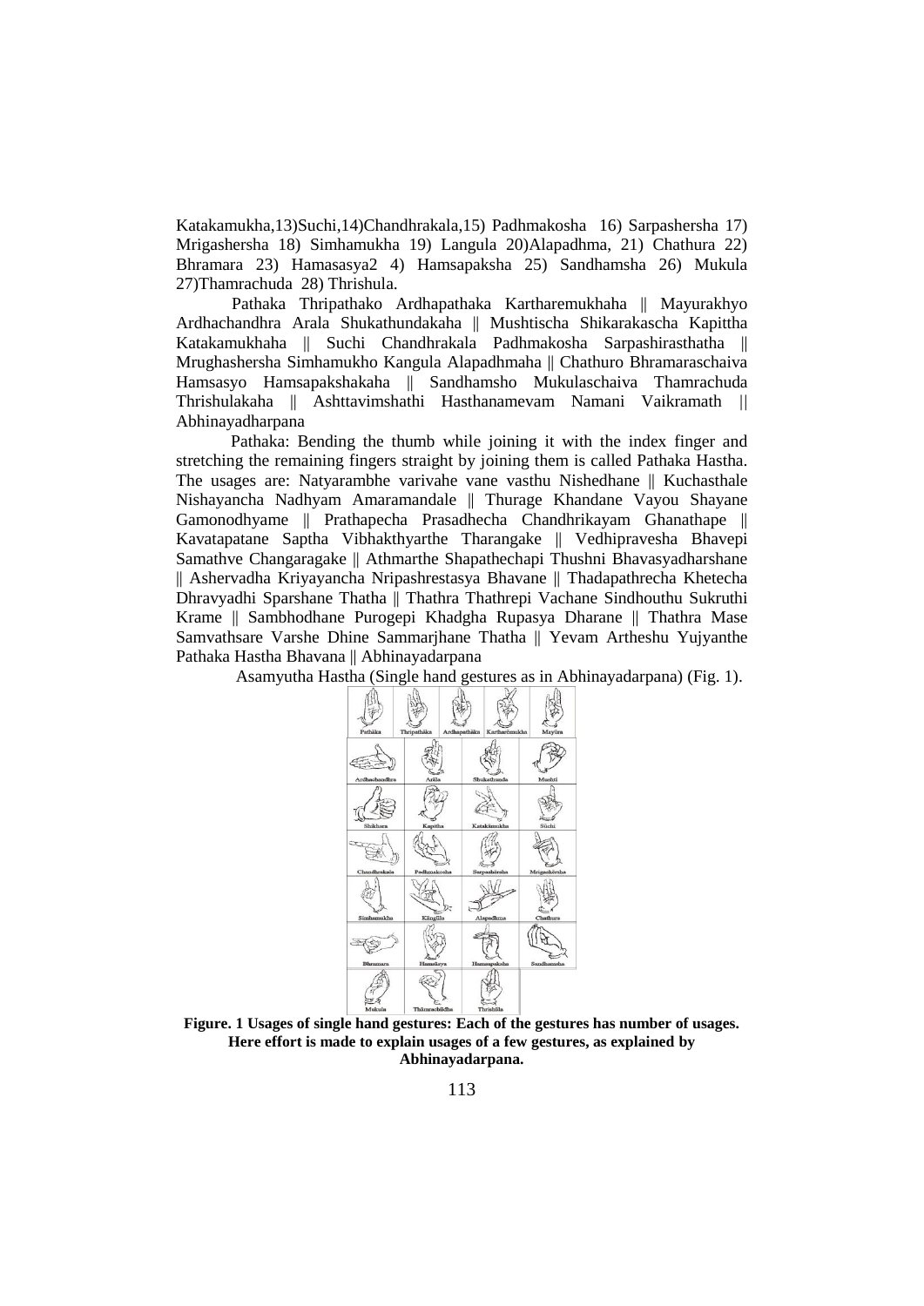Katakamukha,13)Suchi,14)Chandhrakala,15) Padhmakosha 16) Sarpashersha 17) Mrigashersha 18) Simhamukha 19) Langula 20)Alapadhma, 21) Chathura 22) Bhramara 23) Hamasasya2 4) Hamsapaksha 25) Sandhamsha 26) Mukula 27)Thamrachuda 28) Thrishula.

Pathaka Thripathako Ardhapathaka Kartharemukhaha || Mayurakhyo Ardhachandhra Arala Shukathundakaha || Mushtischa Shikarakascha Kapittha Katakamukhaha || Suchi Chandhrakala Padhmakosha Sarpashirasthatha || Mrughashersha Simhamukho Kangula Alapadhmaha || Chathuro Bhramaraschaiva Hamsasyo Hamsapakshakaha || Sandhamsho Mukulaschaiva Thamrachuda Thrishulakaha || Ashttavimshathi Hasthanamevam Namani Vaikramath || Abhinayadharpana

Pathaka: Bending the thumb while joining it with the index finger and stretching the remaining fingers straight by joining them is called Pathaka Hastha. The usages are: Natyarambhe varivahe vane vasthu Nishedhane || Kuchasthale Nishayancha Nadhyam Amaramandale || Thurage Khandane Vayou Shayane Gamonodhyame || Prathapecha Prasadhecha Chandhrikayam Ghanathape || Kavatapatane Saptha Vibhakthyarthe Tharangake || Vedhipravesha Bhavepi Samathve Changaragake || Athmarthe Shapathechapi Thushni Bhavasyadharshane || Ashervadha Kriyayancha Nripashrestasya Bhavane || Thadapathrecha Khetecha Dhravyadhi Sparshane Thatha || Thathra Thathrepi Vachane Sindhouthu Sukruthi Krame || Sambhodhane Purogepi Khadgha Rupasya Dharane || Thathra Mase Samvathsare Varshe Dhine Sammarjhane Thatha || Yevam Artheshu Yujyanthe Pathaka Hastha Bhavana || Abhinayadarpana

Asamyutha Hastha (Single hand gestures as in Abhinayadarpana) (Fig. 1).

**Figure. 1 Usages of single hand gestures: Each of the gestures has number of usages. Here effort is made to explain usages of a few gestures, as explained by Abhinayadarpana.**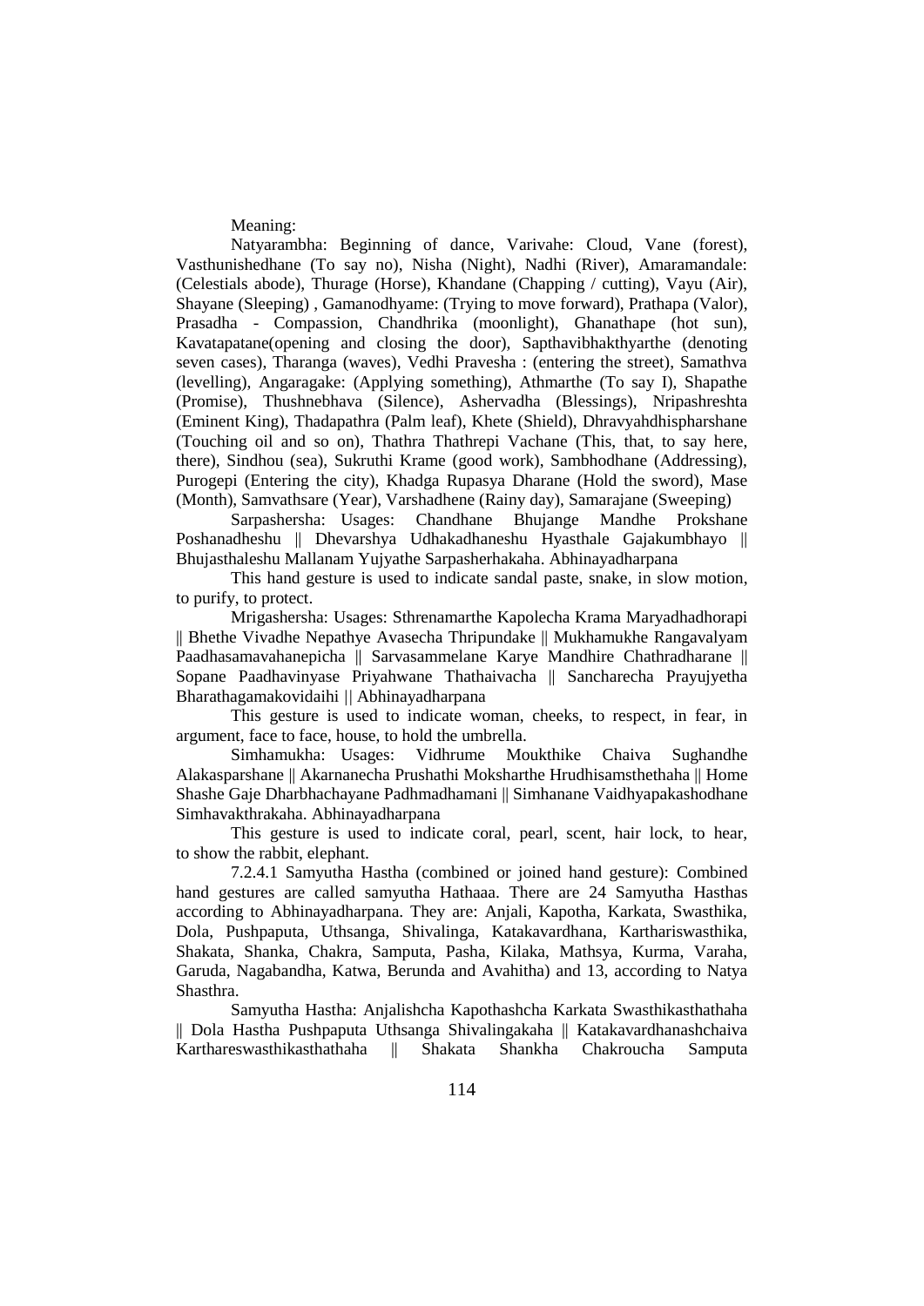Meaning:

Natyarambha: Beginning of dance, Varivahe: Cloud, Vane (forest), Vasthunishedhane (To say no), Nisha (Night), Nadhi (River), Amaramandale: (Celestials abode), Thurage (Horse), Khandane (Chapping / cutting), Vayu (Air), Shayane (Sleeping) , Gamanodhyame: (Trying to move forward), Prathapa (Valor), Prasadha - Compassion, Chandhrika (moonlight), Ghanathape (hot sun), Kavatapatane(opening and closing the door), Sapthavibhakthyarthe (denoting seven cases), Tharanga (waves), Vedhi Pravesha : (entering the street), Samathva (levelling), Angaragake: (Applying something), Athmarthe (To say I), Shapathe (Promise), Thushnebhava (Silence), Ashervadha (Blessings), Nripashreshta (Eminent King), Thadapathra (Palm leaf), Khete (Shield), Dhravyahdhispharshane (Touching oil and so on), Thathra Thathrepi Vachane (This, that, to say here, there), Sindhou (sea), Sukruthi Krame (good work), Sambhodhane (Addressing), Purogepi (Entering the city), Khadga Rupasya Dharane (Hold the sword), Mase (Month), Samvathsare (Year), Varshadhene (Rainy day), Samarajane (Sweeping)

Sarpashersha: Usages: Chandhane Bhujange Mandhe Prokshane Poshanadheshu || Dhevarshya Udhakadhaneshu Hyasthale Gajakumbhayo || Bhujasthaleshu Mallanam Yujyathe Sarpasherhakaha. Abhinayadharpana

This hand gesture is used to indicate sandal paste, snake, in slow motion, to purify, to protect.

Mrigashersha: Usages: Sthrenamarthe Kapolecha Krama Maryadhadhorapi || Bhethe Vivadhe Nepathye Avasecha Thripundake || Mukhamukhe Rangavalyam Paadhasamavahanepicha || Sarvasammelane Karye Mandhire Chathradharane || Sopane Paadhavinyase Priyahwane Thathaivacha || Sancharecha Prayujyetha Bharathagamakovidaihi || Abhinayadharpana

This gesture is used to indicate woman, cheeks, to respect, in fear, in argument, face to face, house, to hold the umbrella.

Simhamukha: Usages: Vidhrume Moukthike Chaiva Sughandhe Alakasparshane || Akarnanecha Prushathi Moksharthe Hrudhisamsthethaha || Home Shashe Gaje Dharbhachayane Padhmadhamani || Simhanane Vaidhyapakashodhane Simhavakthrakaha. Abhinayadharpana

This gesture is used to indicate coral, pearl, scent, hair lock, to hear, to show the rabbit, elephant.

7.2.4.1 Samyutha Hastha (combined or joined hand gesture): Combined hand gestures are called samyutha Hathaaa. There are 24 Samyutha Hasthas according to Abhinayadharpana. They are: Anjali, Kapotha, Karkata, Swasthika, Dola, Pushpaputa, Uthsanga, Shivalinga, Katakavardhana, Karthariswasthika, Shakata, Shanka, Chakra, Samputa, Pasha, Kilaka, Mathsya, Kurma, Varaha, Garuda, Nagabandha, Katwa, Berunda and Avahitha) and 13, according to Natya Shasthra.

Samyutha Hastha: Anjalishcha Kapothashcha Karkata Swasthikasthathaha || Dola Hastha Pushpaputa Uthsanga Shivalingakaha || Katakavardhanashchaiva Karthareswasthikasthathaha || Shakata Shankha Chakroucha Samputa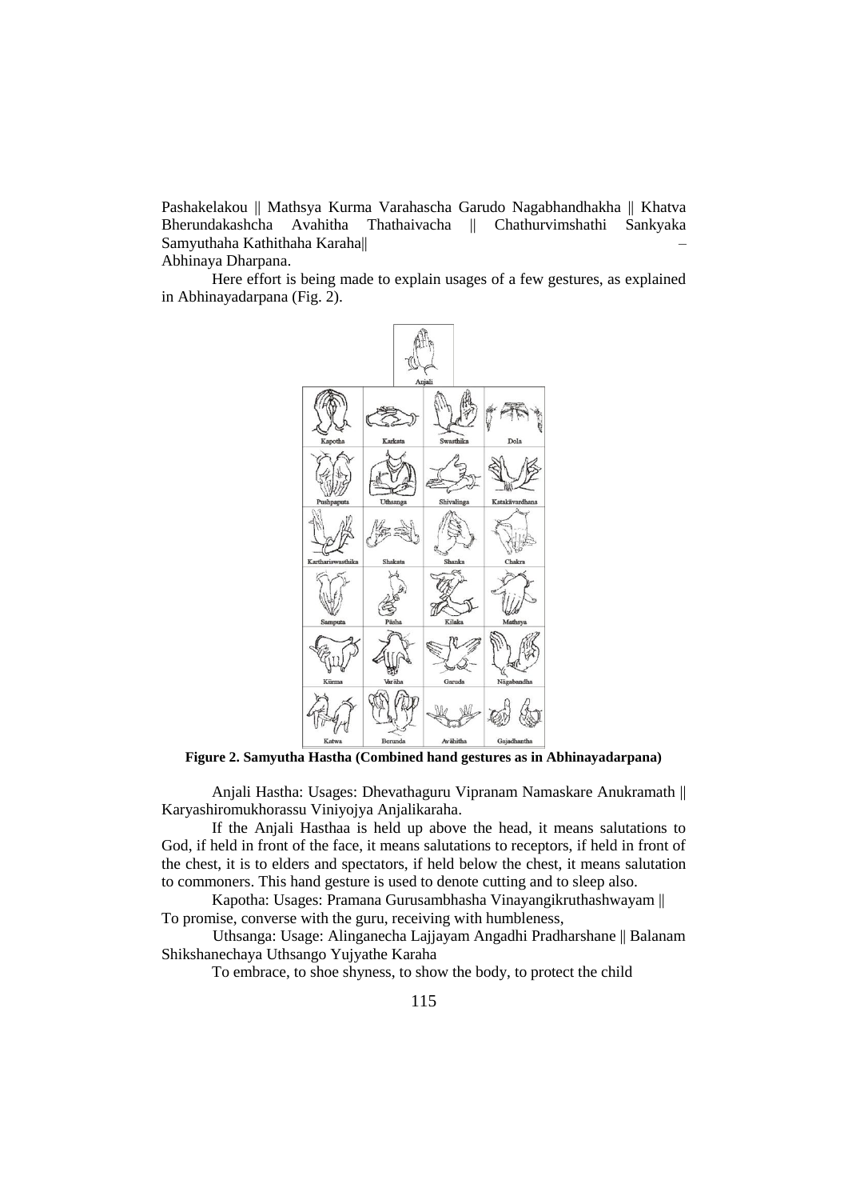Pashakelakou || Mathsya Kurma Varahascha Garudo Nagabhandhakha || Khatva Bherundakashcha Avahitha Thathaivacha || Chathurvimshathi Sankyaka Samyuthaha Kathithaha Karaha|| – Abhinaya Dharpana.

Here effort is being made to explain usages of a few gestures, as explained in Abhinayadarpana (Fig. 2).

**Figure 2. Samyutha Hastha (Combined hand gestures as in Abhinayadarpana)**

Anjali Hastha: Usages: Dhevathaguru Vipranam Namaskare Anukramath || Karyashiromukhorassu Viniyojya Anjalikaraha.

If the Anjali Hasthaa is held up above the head, it means salutations to God, if held in front of the face, it means salutations to receptors, if held in front of the chest, it is to elders and spectators, if held below the chest, it means salutation to commoners. This hand gesture is used to denote cutting and to sleep also.

Kapotha: Usages: Pramana Gurusambhasha Vinayangikruthashwayam || To promise, converse with the guru, receiving with humbleness,

Uthsanga: Usage: Alinganecha Lajjayam Angadhi Pradharshane || Balanam Shikshanechaya Uthsango Yujyathe Karaha

To embrace, to shoe shyness, to show the body, to protect the child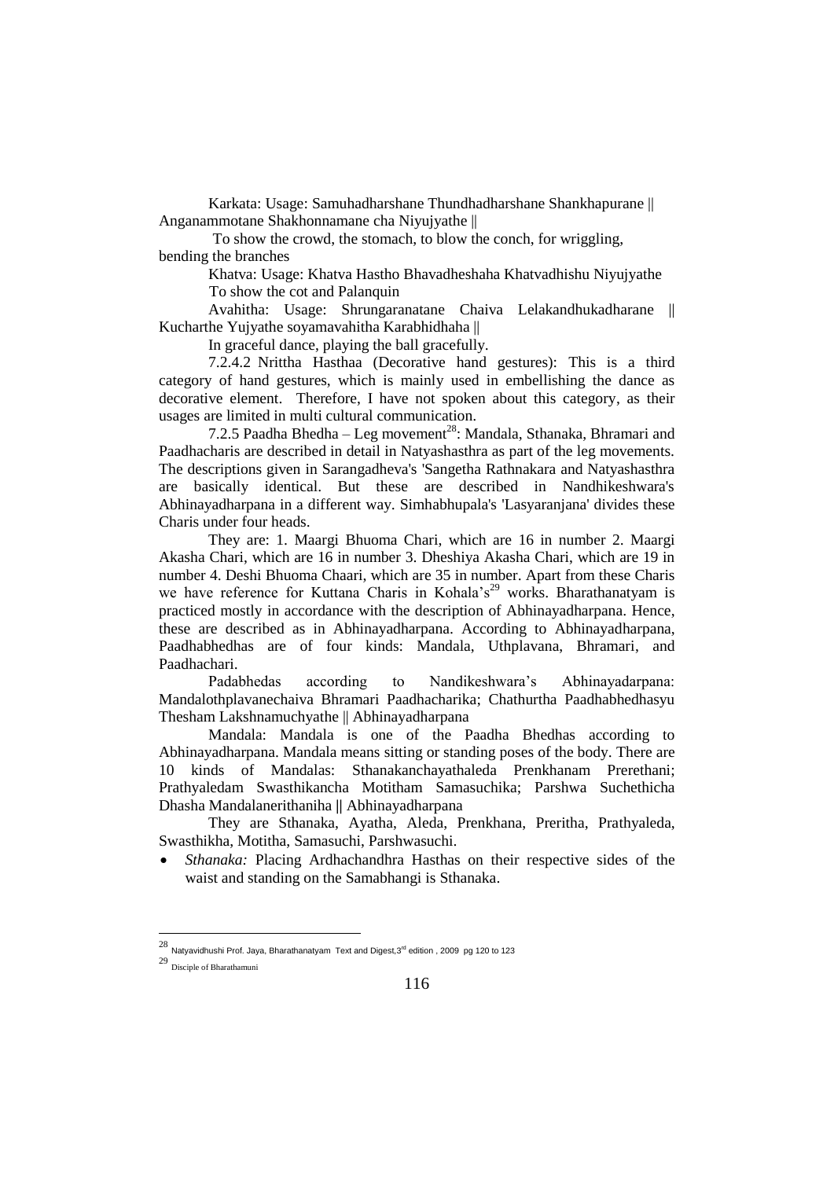Karkata: Usage: Samuhadharshane Thundhadharshane Shankhapurane || Anganammotane Shakhonnamane cha Niyujyathe ||

To show the crowd, the stomach, to blow the conch, for wriggling, bending the branches

Khatva: Usage: Khatva Hastho Bhavadheshaha Khatvadhishu Niyujyathe

To show the cot and Palanquin

Avahitha: Usage: Shrungaranatane Chaiva Lelakandhukadharane || Kucharthe Yujyathe soyamavahitha Karabhidhaha ||

In graceful dance, playing the ball gracefully.

7.2.4.2 Nrittha Hasthaa (Decorative hand gestures): This is a third category of hand gestures, which is mainly used in embellishing the dance as decorative element. Therefore, I have not spoken about this category, as their usages are limited in multi cultural communication.

7.2.5 Paadha Bhedha – Leg movement[28]: Mandala, Sthanaka, Bhramari and Paadhacharis are described in detail in Natyashasthra as part of the leg movements. The descriptions given in Sarangadheva's 'Sangetha Rathnakara and Natyashasthra are basically identical. But these are described in Nandhikeshwara's Abhinayadharpana in a different way. Simhabhupala's 'Lasyaranjana' divides these Charis under four heads.

They are: 1. Maargi Bhuoma Chari, which are 16 in number 2. Maargi Akasha Chari, which are 16 in number 3. Dheshiya Akasha Chari, which are 19 in number 4. Deshi Bhuoma Chaari, which are 35 in number. Apart from these Charis we have reference for Kuttana Charis in Kohala's[29] works. Bharathanatyam is practiced mostly in accordance with the description of Abhinayadharpana. Hence, these are described as in Abhinayadharpana. According to Abhinayadharpana, Paadhabhedhas are of four kinds: Mandala, Uthplavana, Bhramari, and Paadhachari.

Padabhedas according to Nandikeshwara's Abhinayadarpana: Mandalothplavanechaiva Bhramari Paadhacharika; Chathurtha Paadhabhedhasyu Thesham Lakshnamuchyathe || Abhinayadharpana

Mandala: Mandala is one of the Paadha Bhedhas according to Abhinayadharpana. Mandala means sitting or standing poses of the body. There are 10 kinds of Mandalas: Sthanakanchayathaleda Prenkhanam Prerethani; Prathyaledam Swasthikancha Motitham Samasuchika; Parshwa Suchethicha Dhasha Mandalanerithaniha || Abhinayadharpana

They are Sthanaka, Ayatha, Aleda, Prenkhana, Preritha, Prathyaleda, Swasthikha, Motitha, Samasuchi, Parshwasuchi.

- *Sthanaka:* Placing Ardhachandhra Hasthas on their respective sides of the waist and standing on the Samabhangi is Sthanaka.

---

[28] Natyavidhushi Prof. Jaya, Bharathanatyam Text and Digest, 3rd edition, 2009 pg 120 to 123

[29] Disciple of Bharathamuni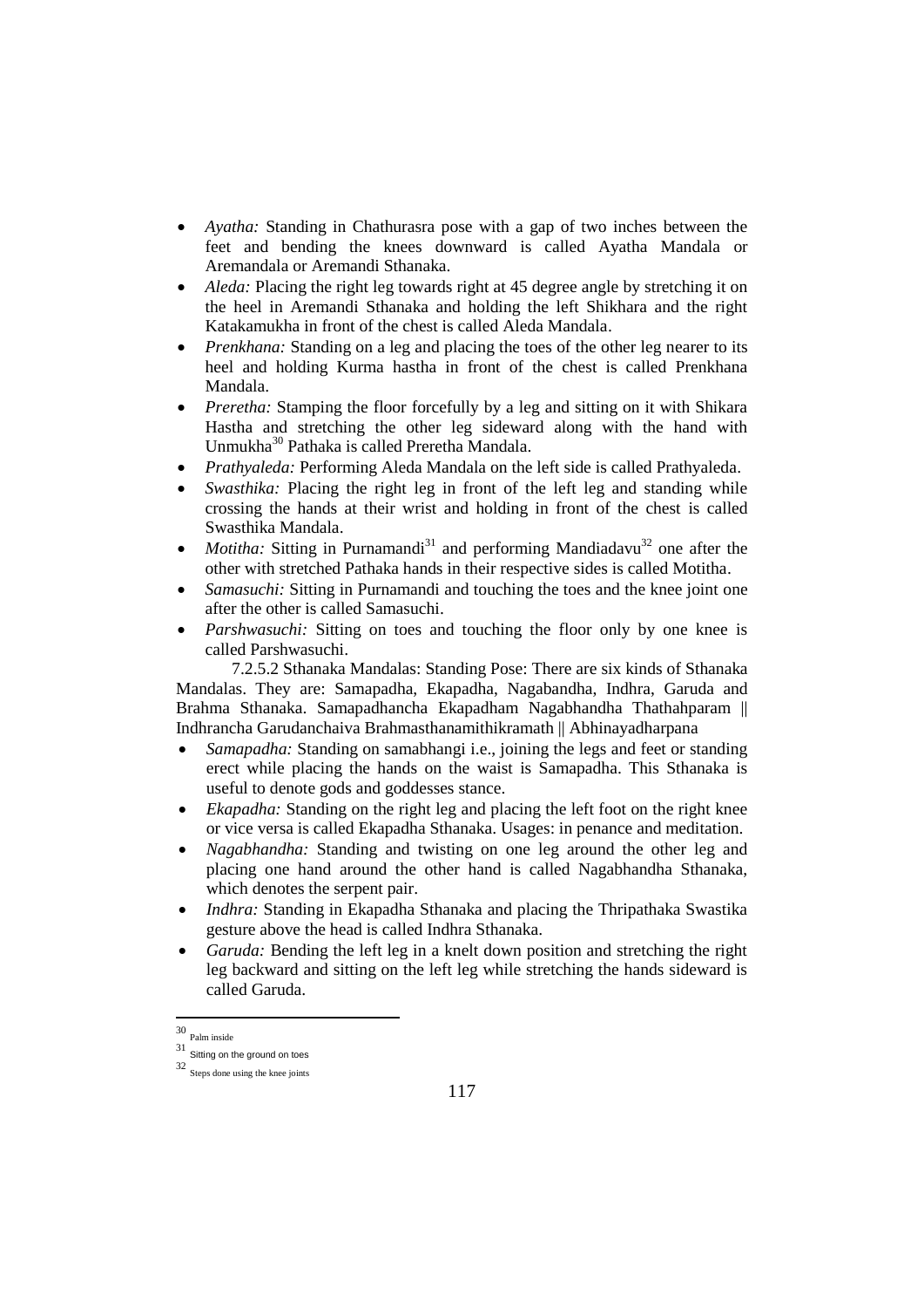- *Ayatha:* Standing in Chathurasra pose with a gap of two inches between the feet and bending the knees downward is called Ayatha Mandala or Aremandala or Aremandi Sthanaka.
- *Aleda:* Placing the right leg towards right at 45 degree angle by stretching it on the heel in Aremandi Sthanaka and holding the left Shikhara and the right Katakamukha in front of the chest is called Aleda Mandala.
- *Prenkhana:* Standing on a leg and placing the toes of the other leg nearer to its heel and holding Kurma hastha in front of the chest is called Prenkhana Mandala.
- *Preretha:* Stamping the floor forcefully by a leg and sitting on it with Shikara Hastha and stretching the other leg sideward along with the hand with Unmukha[30] Pathaka is called Preretha Mandala.
- *Prathyaleda:* Performing Aleda Mandala on the left side is called Prathyaleda.
- *Swasthika:* Placing the right leg in front of the left leg and standing while crossing the hands at their wrist and holding in front of the chest is called Swasthika Mandala.
- *Motitha:* Sitting in Purnamandi[31] and performing Mandiadavu[32] one after the other with stretched Pathaka hands in their respective sides is called Motitha.
- *Samasuchi:* Sitting in Purnamandi and touching the toes and the knee joint one after the other is called Samasuchi.
- *Parshwasuchi:* Sitting on toes and touching the floor only by one knee is called Parshwasuchi.

7.2.5.2 Sthanaka Mandalas: Standing Pose: There are six kinds of Sthanaka Mandalas. They are: Samapadha, Ekapadha, Nagabandha, Indhra, Garuda and Brahma Sthanaka. Samapadhancha Ekapadham Nagabhandha Thathahparam || Indhrancha Garudanchaiva Brahmasthanamithikramath || Abhinayadharpana

- *Samapadha:* Standing on samabhangi i.e., joining the legs and feet or standing erect while placing the hands on the waist is Samapadha. This Sthanaka is useful to denote gods and goddesses stance.
- *Ekapadha:* Standing on the right leg and placing the left foot on the right knee or vice versa is called Ekapadha Sthanaka. Usages: in penance and meditation.
- *Nagabhandha:* Standing and twisting on one leg around the other leg and placing one hand around the other hand is called Nagabhandha Sthanaka, which denotes the serpent pair.
- *Indhra:* Standing in Ekapadha Sthanaka and placing the Thripathaka Swastika gesture above the head is called Indhra Sthanaka.
- *Garuda:* Bending the left leg in a knelt down position and stretching the right leg backward and sitting on the left leg while stretching the hands sideward is called Garuda.

---

[30] Palm inside

[31] Sitting on the ground on toes

[32] Steps done using the knee joints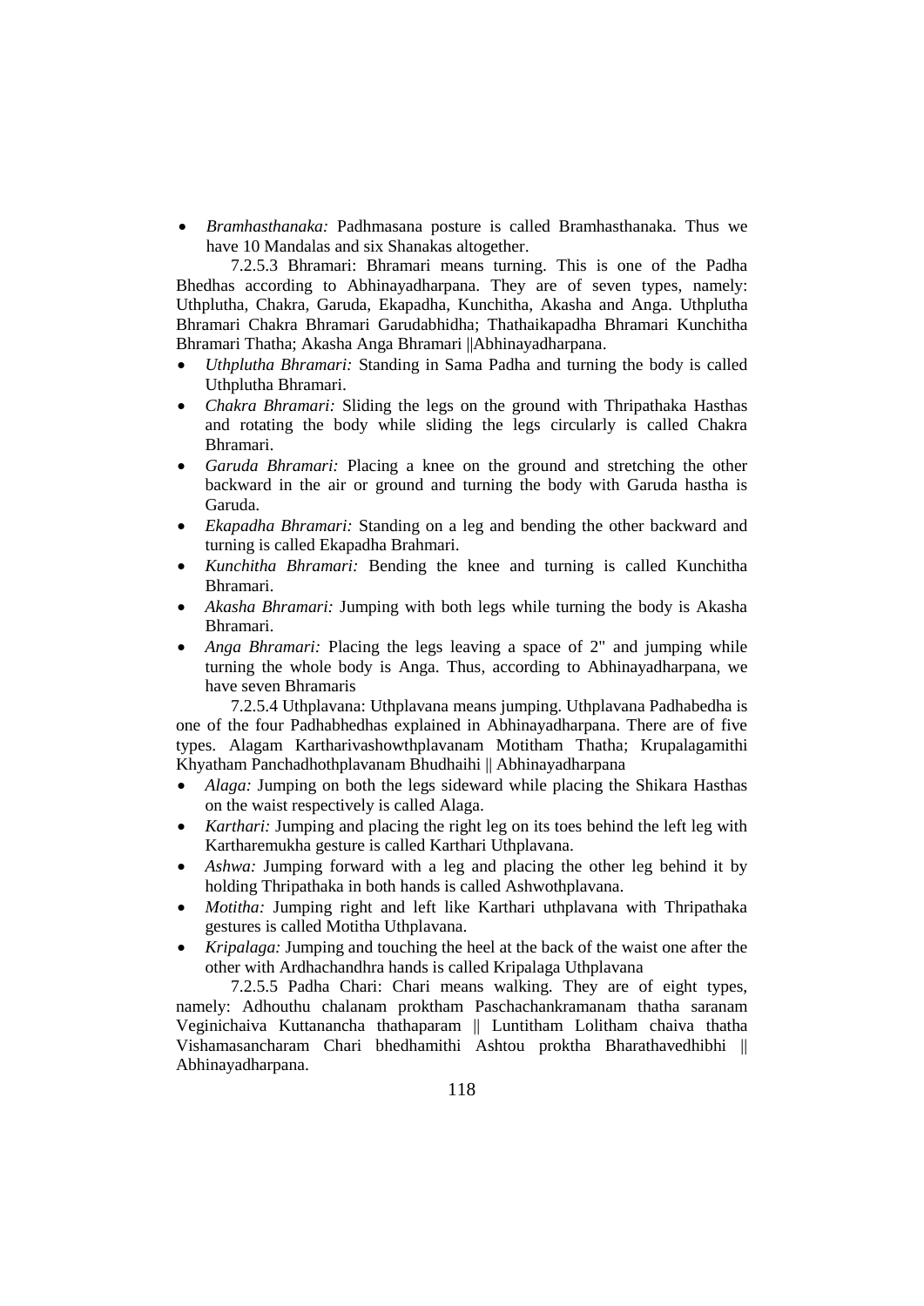- *Bramhasthanaka:* Padhmasana posture is called Bramhasthanaka. Thus we have 10 Mandalas and six Shanakas altogether.

7.2.5.3 Bhramari: Bhramari means turning. This is one of the Padha Bhedhas according to Abhinayadharpana. They are of seven types, namely: Uthplutha, Chakra, Garuda, Ekapadha, Kunchitha, Akasha and Anga. Uthplutha Bhramari Chakra Bhramari Garudabhidha; Thathaikapadha Bhramari Kunchitha Bhramari Thatha; Akasha Anga Bhramari ||Abhinayadharpana.

- *Uthplutha Bhramari:* Standing in Sama Padha and turning the body is called Uthplutha Bhramari.
- *Chakra Bhramari:* Sliding the legs on the ground with Thripathaka Hasthas and rotating the body while sliding the legs circularly is called Chakra Bhramari.
- *Garuda Bhramari:* Placing a knee on the ground and stretching the other backward in the air or ground and turning the body with Garuda hastha is Garuda.
- *Ekapadha Bhramari:* Standing on a leg and bending the other backward and turning is called Ekapadha Brahmari.
- *Kunchitha Bhramari:* Bending the knee and turning is called Kunchitha Bhramari.
- *Akasha Bhramari:* Jumping with both legs while turning the body is Akasha Bhramari.
- *Anga Bhramari:* Placing the legs leaving a space of 2" and jumping while turning the whole body is Anga. Thus, according to Abhinayadharpana, we have seven Bhramaris

7.2.5.4 Uthplavana: Uthplavana means jumping. Uthplavana Padhabedha is one of the four Padhabhedhas explained in Abhinayadharpana. There are of five types. Alagam Kartharivashowthplavanam Motitham Thatha; Krupalagamithi Khyatham Panchadhothplavanam Bhudhaihi || Abhinayadharpana

- *Alaga:* Jumping on both the legs sideward while placing the Shikara Hasthas on the waist respectively is called Alaga.
- *Karthari:* Jumping and placing the right leg on its toes behind the left leg with Kartharemukha gesture is called Karthari Uthplavana.
- *Ashwa:* Jumping forward with a leg and placing the other leg behind it by holding Thripathaka in both hands is called Ashwothplavana.
- *Motitha:* Jumping right and left like Karthari uthplavana with Thripathaka gestures is called Motitha Uthplavana.
- *Kripalaga:* Jumping and touching the heel at the back of the waist one after the other with Ardhachandhra hands is called Kripalaga Uthplavana

7.2.5.5 Padha Chari: Chari means walking. They are of eight types, namely: Adhouthu chalanam proktham Paschachankramanam thatha saranam Veginichaiva Kuttanancha thathaparam || Luntitham Lolitham chaiva thatha Vishamasancharam Chari bhedhamithi Ashtou proktha Bharathavedhibhi || Abhinayadharpana.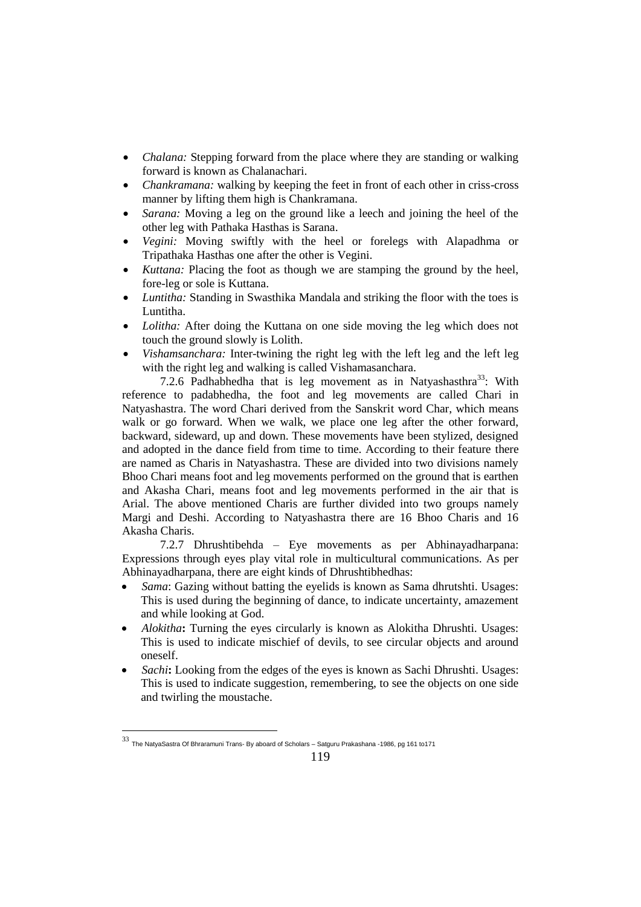- *Chalana:* Stepping forward from the place where they are standing or walking forward is known as Chalanachari.
- *Chankramana:* walking by keeping the feet in front of each other in criss-cross manner by lifting them high is Chankramana.
- *Sarana:* Moving a leg on the ground like a leech and joining the heel of the other leg with Pathaka Hasthas is Sarana.
- *Vegini:* Moving swiftly with the heel or forelegs with Alapadhma or Tripathaka Hasthas one after the other is Vegini.
- *Kuttana:* Placing the foot as though we are stamping the ground by the heel, fore-leg or sole is Kuttana.
- *Luntitha:* Standing in Swasthika Mandala and striking the floor with the toes is Luntitha.
- *Lolitha:* After doing the Kuttana on one side moving the leg which does not touch the ground slowly is Lolith.
- *Vishamsanchara:* Inter-twining the right leg with the left leg and the left leg with the right leg and walking is called Vishamasanchara.

7.2.6 Padhabhedha that is leg movement as in Natyashasthra[33]: With reference to padabhedha, the foot and leg movements are called Chari in Natyashastra. The word Chari derived from the Sanskrit word Char, which means walk or go forward. When we walk, we place one leg after the other forward, backward, sideward, up and down. These movements have been stylized, designed and adopted in the dance field from time to time. According to their feature there are named as Charis in Natyashastra. These are divided into two divisions namely Bhoo Chari means foot and leg movements performed on the ground that is earthen and Akasha Chari, means foot and leg movements performed in the air that is Arial. The above mentioned Charis are further divided into two groups namely Margi and Deshi. According to Natyashastra there are 16 Bhoo Charis and 16 Akasha Charis.

7.2.7 Dhrushtibehda – Eye movements as per Abhinayadharpana: Expressions through eyes play vital role in multicultural communications. As per Abhinayadharpana, there are eight kinds of Dhrushtibhedhas:

- *Sama*: Gazing without batting the eyelids is known as Sama dhrutshti. Usages: This is used during the beginning of dance, to indicate uncertainty, amazement and while looking at God.
- *Alokitha***:** Turning the eyes circularly is known as Alokitha Dhrushti. Usages: This is used to indicate mischief of devils, to see circular objects and around oneself.
- *Sachi***:** Looking from the edges of the eyes is known as Sachi Dhrushti. Usages: This is used to indicate suggestion, remembering, to see the objects on one side and twirling the moustache.

[33] The NatyaSastra Of Bhraramuni Trans- By aboard of Scholars – Satguru Prakashana -1986, pg 161 to171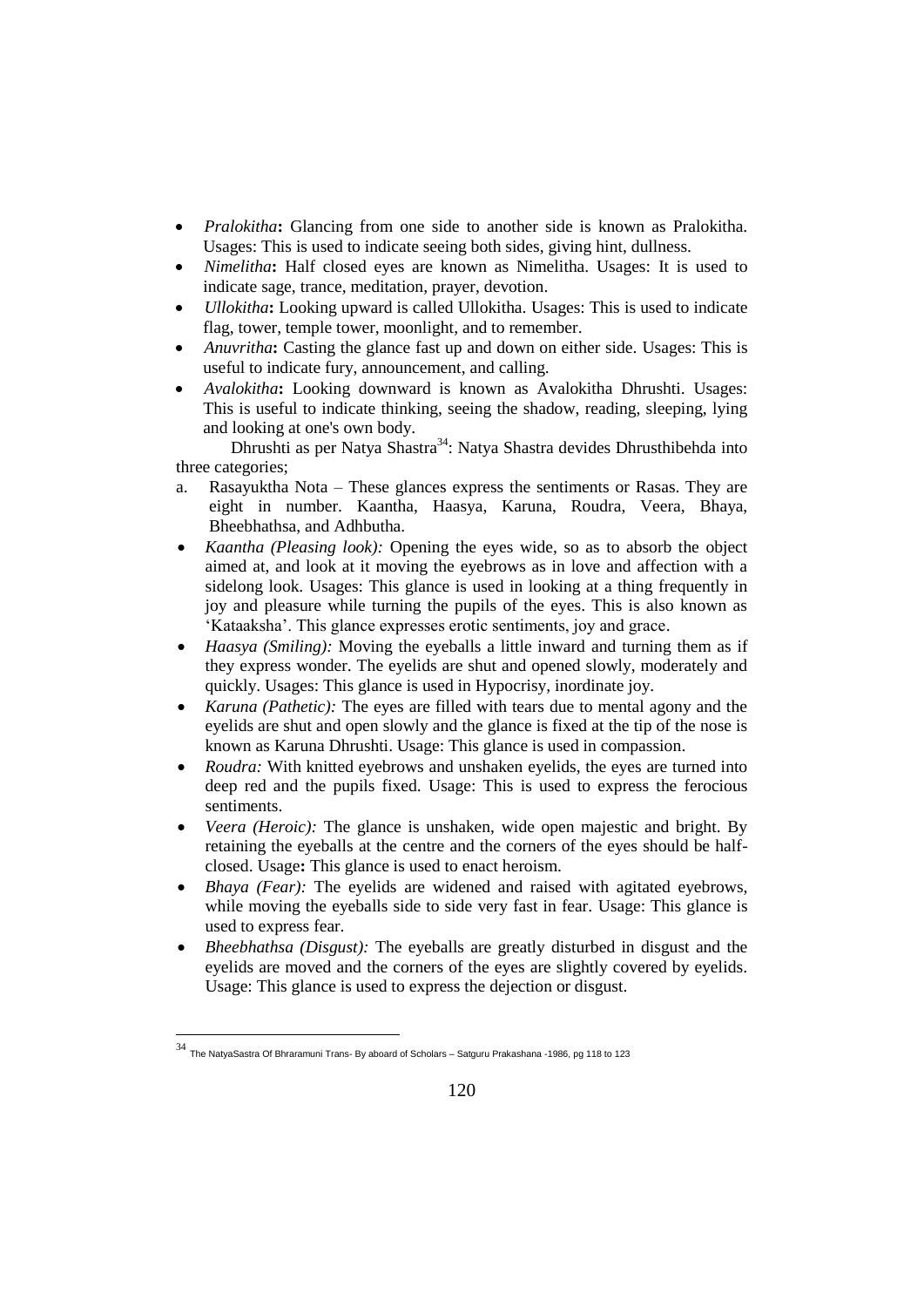- *Pralokitha***:** Glancing from one side to another side is known as Pralokitha. Usages: This is used to indicate seeing both sides, giving hint, dullness.
- *Nimelitha***:** Half closed eyes are known as Nimelitha. Usages: It is used to indicate sage, trance, meditation, prayer, devotion.
- *Ullokitha***:** Looking upward is called Ullokitha. Usages: This is used to indicate flag, tower, temple tower, moonlight, and to remember.
- *Anuvritha***:** Casting the glance fast up and down on either side. Usages: This is useful to indicate fury, announcement, and calling.
- *Avalokitha***:** Looking downward is known as Avalokitha Dhrushti. Usages: This is useful to indicate thinking, seeing the shadow, reading, sleeping, lying and looking at one's own body.

Dhrushti as per Natya Shastra[34]: Natya Shastra devides Dhrusthibehda into three categories;

a. Rasayuktha Nota – These glances express the sentiments or Rasas. They are eight in number. Kaantha, Haasya, Karuna, Roudra, Veera, Bhaya, Bheebhathsa, and Adhbutha.

- *Kaantha (Pleasing look):* Opening the eyes wide, so as to absorb the object aimed at, and look at it moving the eyebrows as in love and affection with a sidelong look. Usages: This glance is used in looking at a thing frequently in joy and pleasure while turning the pupils of the eyes. This is also known as 'Kataaksha'. This glance expresses erotic sentiments, joy and grace.
- *Haasya (Smiling):* Moving the eyeballs a little inward and turning them as if they express wonder. The eyelids are shut and opened slowly, moderately and quickly. Usages: This glance is used in Hypocrisy, inordinate joy.
- *Karuna (Pathetic):* The eyes are filled with tears due to mental agony and the eyelids are shut and open slowly and the glance is fixed at the tip of the nose is known as Karuna Dhrushti. Usage: This glance is used in compassion.
- *Roudra:* With knitted eyebrows and unshaken eyelids, the eyes are turned into deep red and the pupils fixed. Usage: This is used to express the ferocious sentiments.
- *Veera (Heroic):* The glance is unshaken, wide open majestic and bright. By retaining the eyeballs at the centre and the corners of the eyes should be half-closed. Usage**:** This glance is used to enact heroism.
- *Bhaya (Fear):* The eyelids are widened and raised with agitated eyebrows, while moving the eyeballs side to side very fast in fear. Usage: This glance is used to express fear.
- *Bheebhathsa (Disgust):* The eyeballs are greatly disturbed in disgust and the eyelids are moved and the corners of the eyes are slightly covered by eyelids. Usage: This glance is used to express the dejection or disgust.

---

[34] The NatyaSastra Of Bhraramuni Trans- By aboard of Scholars – Satguru Prakashana -1986, pg 118 to 123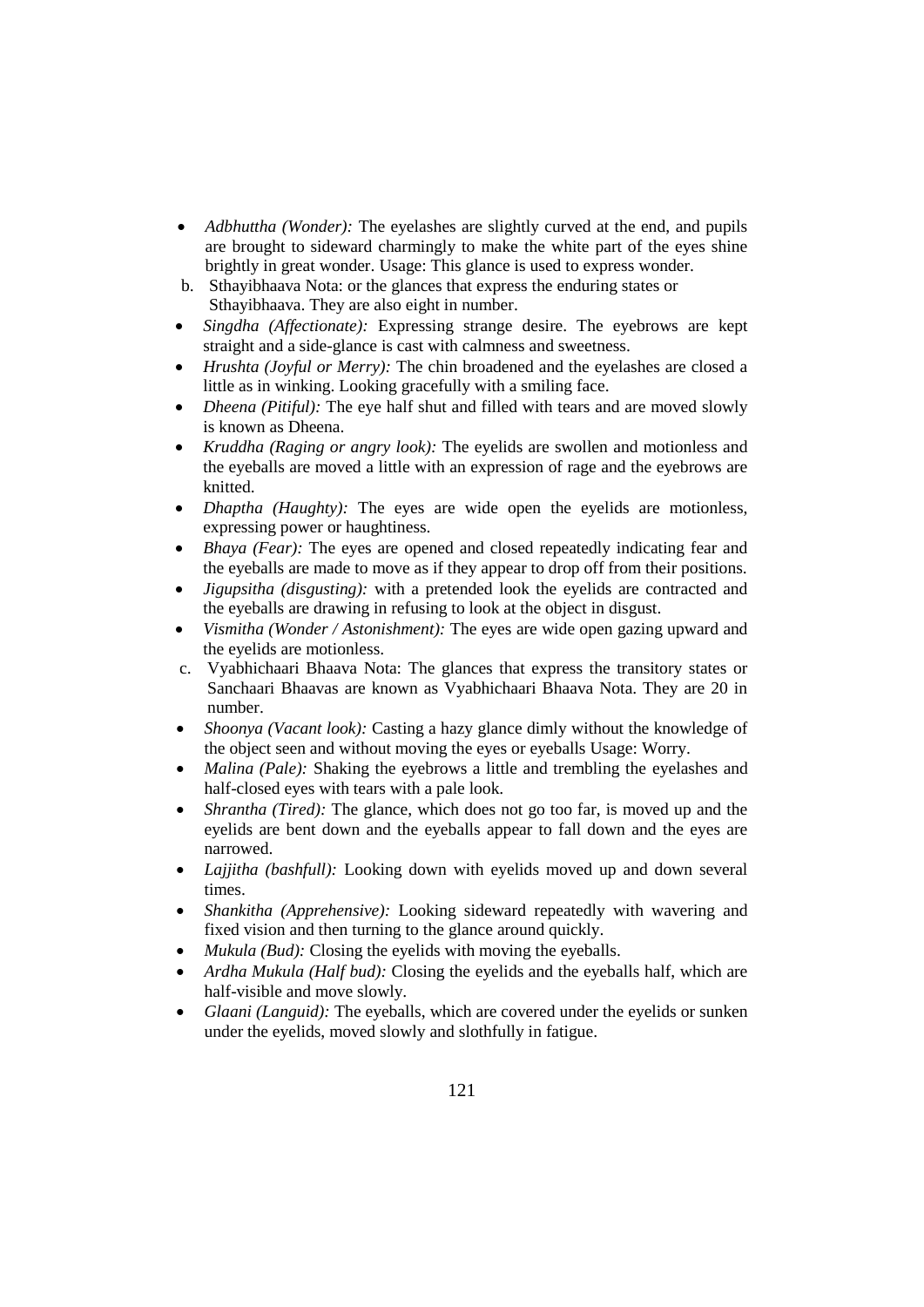- *Adbhuttha (Wonder):* The eyelashes are slightly curved at the end, and pupils are brought to sideward charmingly to make the white part of the eyes shine brightly in great wonder. Usage: This glance is used to express wonder.

b. Sthayibhaava Nota: or the glances that express the enduring states or Sthayibhaava. They are also eight in number.

- *Singdha (Affectionate):* Expressing strange desire. The eyebrows are kept straight and a side-glance is cast with calmness and sweetness.
- *Hrushta (Joyful or Merry):* The chin broadened and the eyelashes are closed a little as in winking. Looking gracefully with a smiling face.
- *Dheena (Pitiful):* The eye half shut and filled with tears and are moved slowly is known as Dheena.
- *Kruddha (Raging or angry look):* The eyelids are swollen and motionless and the eyeballs are moved a little with an expression of rage and the eyebrows are knitted.
- *Dhaptha (Haughty):* The eyes are wide open the eyelids are motionless, expressing power or haughtiness.
- *Bhaya (Fear):* The eyes are opened and closed repeatedly indicating fear and the eyeballs are made to move as if they appear to drop off from their positions.
- *Jigupsitha (disgusting):* with a pretended look the eyelids are contracted and the eyeballs are drawing in refusing to look at the object in disgust.
- *Vismitha (Wonder / Astonishment):* The eyes are wide open gazing upward and the eyelids are motionless.

c. Vyabhichaari Bhaava Nota: The glances that express the transitory states or Sanchaari Bhaavas are known as Vyabhichaari Bhaava Nota. They are 20 in number.

- *Shoonya (Vacant look):* Casting a hazy glance dimly without the knowledge of the object seen and without moving the eyes or eyeballs Usage: Worry.
- *Malina (Pale):* Shaking the eyebrows a little and trembling the eyelashes and half-closed eyes with tears with a pale look.
- *Shrantha (Tired):* The glance, which does not go too far, is moved up and the eyelids are bent down and the eyeballs appear to fall down and the eyes are narrowed.
- *Lajjitha (bashfull):* Looking down with eyelids moved up and down several times.
- *Shankitha (Apprehensive):* Looking sideward repeatedly with wavering and fixed vision and then turning to the glance around quickly.
- *Mukula (Bud):* Closing the eyelids with moving the eyeballs.
- *Ardha Mukula (Half bud):* Closing the eyelids and the eyeballs half, which are half-visible and move slowly.
- *Glaani (Languid):* The eyeballs, which are covered under the eyelids or sunken under the eyelids, moved slowly and slothfully in fatigue.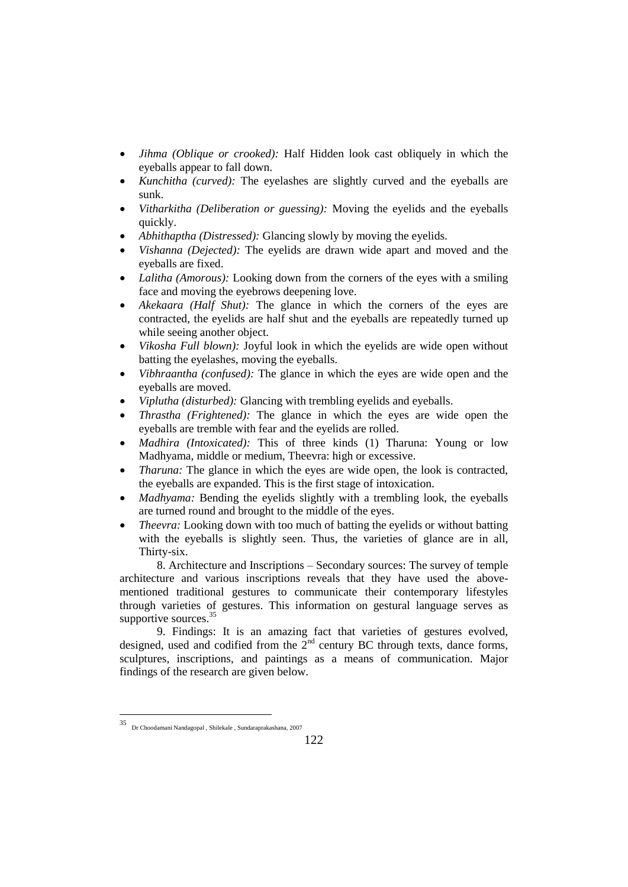- *Jihma (Oblique or crooked):* Half Hidden look cast obliquely in which the eyeballs appear to fall down.
- *Kunchitha (curved):* The eyelashes are slightly curved and the eyeballs are sunk.
- *Vitharkitha (Deliberation or guessing):* Moving the eyelids and the eyeballs quickly.
- *Abhithaptha (Distressed):* Glancing slowly by moving the eyelids.
- *Vishanna (Dejected):* The eyelids are drawn wide apart and moved and the eyeballs are fixed.
- *Lalitha (Amorous):* Looking down from the corners of the eyes with a smiling face and moving the eyebrows deepening love.
- *Akekaara (Half Shut):* The glance in which the corners of the eyes are contracted, the eyelids are half shut and the eyeballs are repeatedly turned up while seeing another object.
- *Vikosha Full blown):* Joyful look in which the eyelids are wide open without batting the eyelashes, moving the eyeballs.
- *Vibhraantha (confused):* The glance in which the eyes are wide open and the eyeballs are moved.
- *Viplutha (disturbed):* Glancing with trembling eyelids and eyeballs.
- *Thrastha (Frightened):* The glance in which the eyes are wide open the eyeballs are tremble with fear and the eyelids are rolled.
- *Madhira (Intoxicated):* This of three kinds (1) Tharuna: Young or low Madhyama, middle or medium, Theevra: high or excessive.
- *Tharuna:* The glance in which the eyes are wide open, the look is contracted, the eyeballs are expanded. This is the first stage of intoxication.
- *Madhyama:* Bending the eyelids slightly with a trembling look, the eyeballs are turned round and brought to the middle of the eyes.
- *Theevra:* Looking down with too much of batting the eyelids or without batting with the eyeballs is slightly seen. Thus, the varieties of glance are in all, Thirty-six.

8. Architecture and Inscriptions – Secondary sources: The survey of temple architecture and various inscriptions reveals that they have used the above-mentioned traditional gestures to communicate their contemporary lifestyles through varieties of gestures. This information on gestural language serves as supportive sources.[35]

9. Findings: It is an amazing fact that varieties of gestures evolved, designed, used and codified from the 2nd century BC through texts, dance forms, sculptures, inscriptions, and paintings as a means of communication. Major findings of the research are given below.

---

[35] Dr Choodamani Nandagopal , Shilekale , Sundaraprakashana, 2007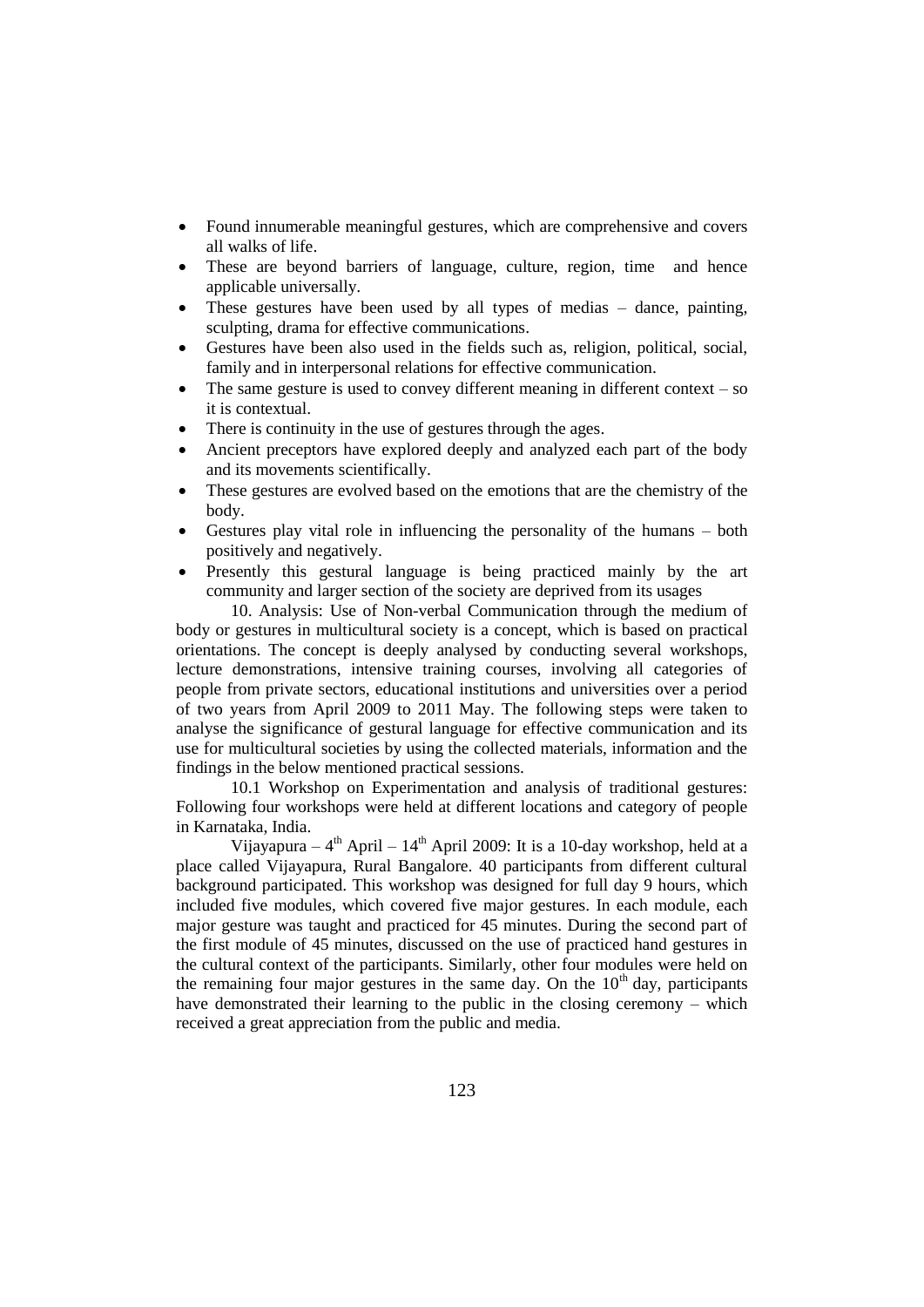- Found innumerable meaningful gestures, which are comprehensive and covers all walks of life.
- These are beyond barriers of language, culture, region, time and hence applicable universally.
- These gestures have been used by all types of medias – dance, painting, sculpting, drama for effective communications.
- Gestures have been also used in the fields such as, religion, political, social, family and in interpersonal relations for effective communication.
- The same gesture is used to convey different meaning in different context – so it is contextual.
- There is continuity in the use of gestures through the ages.
- Ancient preceptors have explored deeply and analyzed each part of the body and its movements scientifically.
- These gestures are evolved based on the emotions that are the chemistry of the body.
- Gestures play vital role in influencing the personality of the humans – both positively and negatively.
- Presently this gestural language is being practiced mainly by the art community and larger section of the society are deprived from its usages

10. Analysis: Use of Non-verbal Communication through the medium of body or gestures in multicultural society is a concept, which is based on practical orientations. The concept is deeply analysed by conducting several workshops, lecture demonstrations, intensive training courses, involving all categories of people from private sectors, educational institutions and universities over a period of two years from April 2009 to 2011 May. The following steps were taken to analyse the significance of gestural language for effective communication and its use for multicultural societies by using the collected materials, information and the findings in the below mentioned practical sessions.

10.1 Workshop on Experimentation and analysis of traditional gestures: Following four workshops were held at different locations and category of people in Karnataka, India.

Vijayapura – 4th April – 14th April 2009: It is a 10-day workshop, held at a place called Vijayapura, Rural Bangalore. 40 participants from different cultural background participated. This workshop was designed for full day 9 hours, which included five modules, which covered five major gestures. In each module, each major gesture was taught and practiced for 45 minutes. During the second part of the first module of 45 minutes, discussed on the use of practiced hand gestures in the cultural context of the participants. Similarly, other four modules were held on the remaining four major gestures in the same day. On the 10th day, participants have demonstrated their learning to the public in the closing ceremony – which received a great appreciation from the public and media.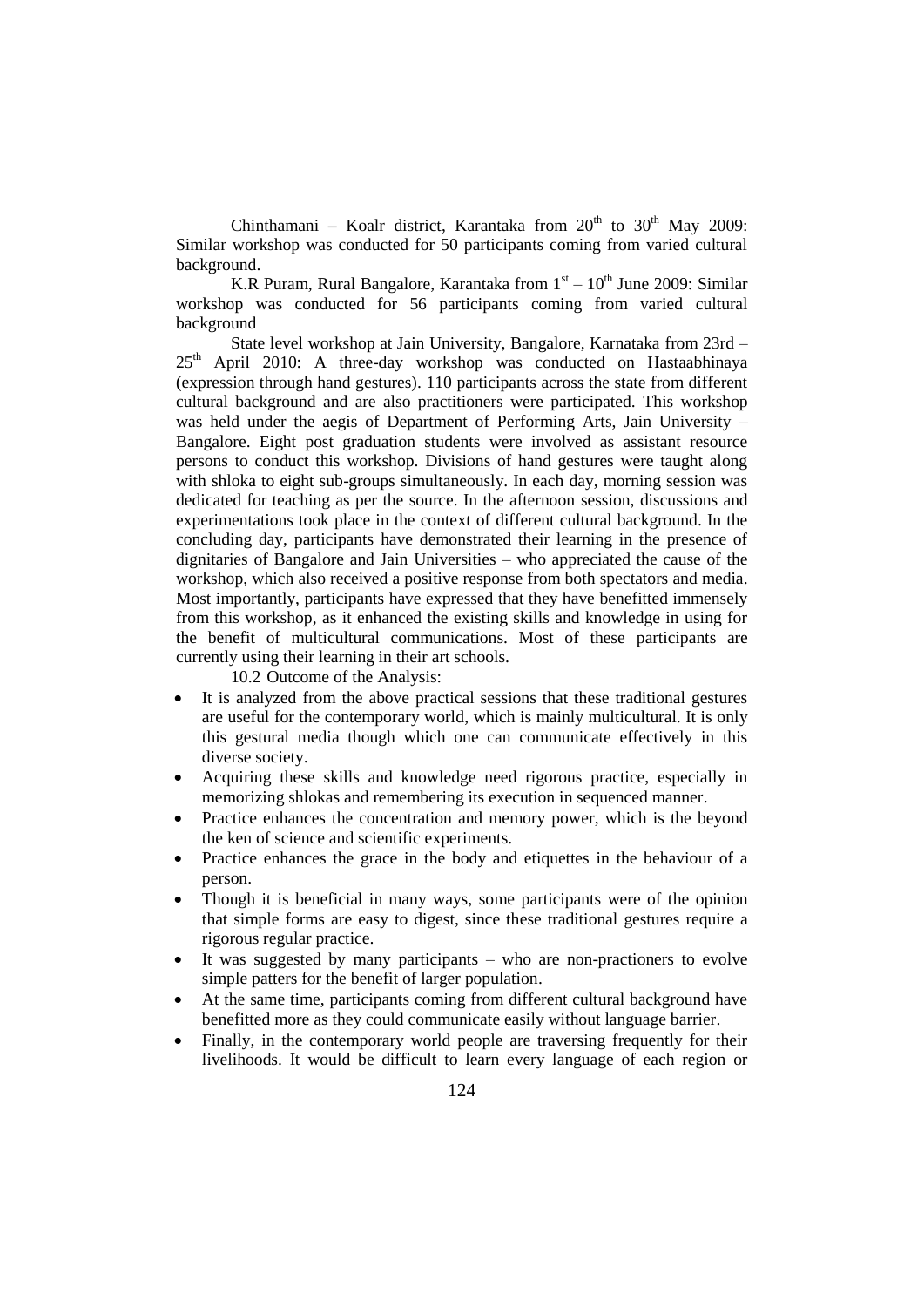Chinthamani – Koalr district, Karantaka from 20th to 30th May 2009: Similar workshop was conducted for 50 participants coming from varied cultural background.

K.R Puram, Rural Bangalore, Karantaka from 1st – 10th June 2009: Similar workshop was conducted for 56 participants coming from varied cultural background

State level workshop at Jain University, Bangalore, Karnataka from 23rd – 25th April 2010: A three-day workshop was conducted on Hastaabhinaya (expression through hand gestures). 110 participants across the state from different cultural background and are also practitioners were participated. This workshop was held under the aegis of Department of Performing Arts, Jain University – Bangalore. Eight post graduation students were involved as assistant resource persons to conduct this workshop. Divisions of hand gestures were taught along with shloka to eight sub-groups simultaneously. In each day, morning session was dedicated for teaching as per the source. In the afternoon session, discussions and experimentations took place in the context of different cultural background. In the concluding day, participants have demonstrated their learning in the presence of dignitaries of Bangalore and Jain Universities – who appreciated the cause of the workshop, which also received a positive response from both spectators and media. Most importantly, participants have expressed that they have benefitted immensely from this workshop, as it enhanced the existing skills and knowledge in using for the benefit of multicultural communications. Most of these participants are currently using their learning in their art schools.

10.2 Outcome of the Analysis:

- It is analyzed from the above practical sessions that these traditional gestures are useful for the contemporary world, which is mainly multicultural. It is only this gestural media though which one can communicate effectively in this diverse society.
- Acquiring these skills and knowledge need rigorous practice, especially in memorizing shlokas and remembering its execution in sequenced manner.
- Practice enhances the concentration and memory power, which is the beyond the ken of science and scientific experiments.
- Practice enhances the grace in the body and etiquettes in the behaviour of a person.
- Though it is beneficial in many ways, some participants were of the opinion that simple forms are easy to digest, since these traditional gestures require a rigorous regular practice.
- It was suggested by many participants – who are non-practioners to evolve simple patters for the benefit of larger population.
- At the same time, participants coming from different cultural background have benefitted more as they could communicate easily without language barrier.
- Finally, in the contemporary world people are traversing frequently for their livelihoods. It would be difficult to learn every language of each region or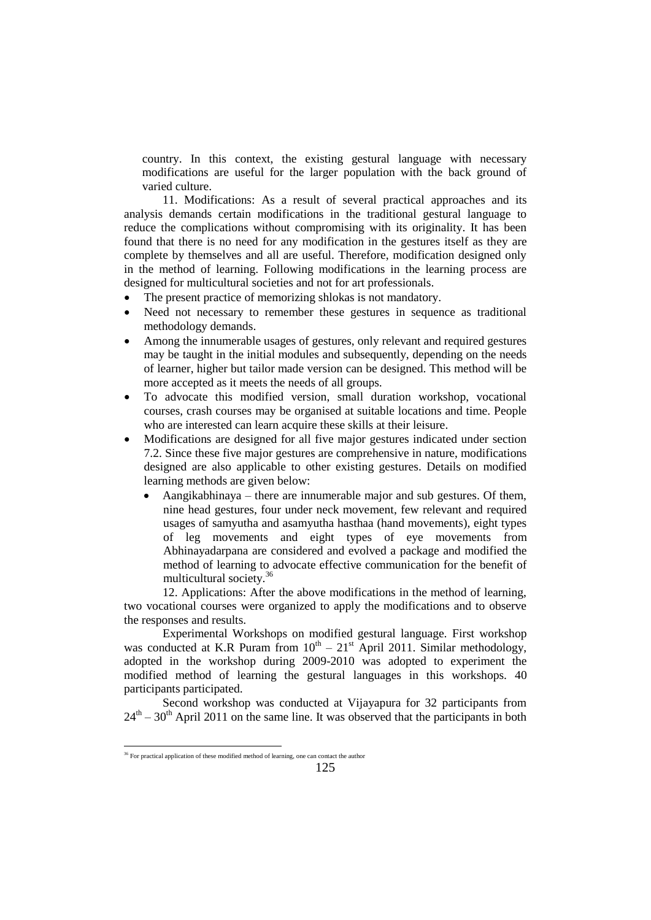country. In this context, the existing gestural language with necessary modifications are useful for the larger population with the back ground of varied culture.

11. Modifications: As a result of several practical approaches and its analysis demands certain modifications in the traditional gestural language to reduce the complications without compromising with its originality. It has been found that there is no need for any modification in the gestures itself as they are complete by themselves and all are useful. Therefore, modification designed only in the method of learning. Following modifications in the learning process are designed for multicultural societies and not for art professionals.

- The present practice of memorizing shlokas is not mandatory.
- Need not necessary to remember these gestures in sequence as traditional methodology demands.
- Among the innumerable usages of gestures, only relevant and required gestures may be taught in the initial modules and subsequently, depending on the needs of learner, higher but tailor made version can be designed. This method will be more accepted as it meets the needs of all groups.
- To advocate this modified version, small duration workshop, vocational courses, crash courses may be organised at suitable locations and time. People who are interested can learn acquire these skills at their leisure.
- Modifications are designed for all five major gestures indicated under section 7.2. Since these five major gestures are comprehensive in nature, modifications designed are also applicable to other existing gestures. Details on modified learning methods are given below:
  - Aangikabhinaya – there are innumerable major and sub gestures. Of them, nine head gestures, four under neck movement, few relevant and required usages of samyutha and asamyutha hasthaa (hand movements), eight types of leg movements and eight types of eye movements from Abhinayadarpana are considered and evolved a package and modified the method of learning to advocate effective communication for the benefit of multicultural society.[36]

12. Applications: After the above modifications in the method of learning, two vocational courses were organized to apply the modifications and to observe the responses and results.

Experimental Workshops on modified gestural language. First workshop was conducted at K.R Puram from 10th – 21st April 2011. Similar methodology, adopted in the workshop during 2009-2010 was adopted to experiment the modified method of learning the gestural languages in this workshops. 40 participants participated.

Second workshop was conducted at Vijayapura for 32 participants from 24th – 30th April 2011 on the same line. It was observed that the participants in both

[36] For practical application of these modified method of learning, one can contact the author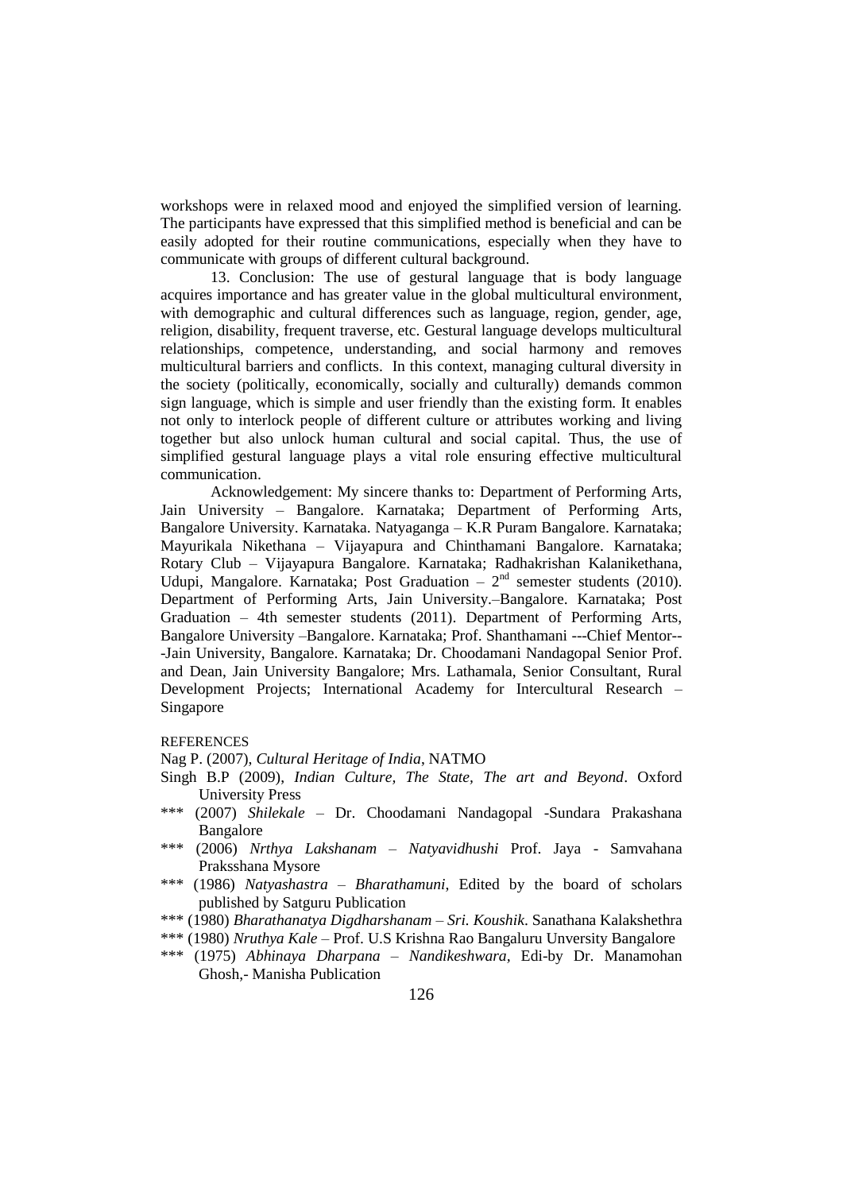workshops were in relaxed mood and enjoyed the simplified version of learning. The participants have expressed that this simplified method is beneficial and can be easily adopted for their routine communications, especially when they have to communicate with groups of different cultural background.

13. Conclusion: The use of gestural language that is body language acquires importance and has greater value in the global multicultural environment, with demographic and cultural differences such as language, region, gender, age, religion, disability, frequent traverse, etc. Gestural language develops multicultural relationships, competence, understanding, and social harmony and removes multicultural barriers and conflicts. In this context, managing cultural diversity in the society (politically, economically, socially and culturally) demands common sign language, which is simple and user friendly than the existing form. It enables not only to interlock people of different culture or attributes working and living together but also unlock human cultural and social capital. Thus, the use of simplified gestural language plays a vital role ensuring effective multicultural communication.

Acknowledgement: My sincere thanks to: Department of Performing Arts, Jain University – Bangalore. Karnataka; Department of Performing Arts, Bangalore University. Karnataka. Natyaganga – K.R Puram Bangalore. Karnataka; Mayurikala Nikethana – Vijayapura and Chinthamani Bangalore. Karnataka; Rotary Club – Vijayapura Bangalore. Karnataka; Radhakrishan Kalanikethana, Udupi, Mangalore. Karnataka; Post Graduation – 2nd semester students (2010). Department of Performing Arts, Jain University.–Bangalore. Karnataka; Post Graduation – 4th semester students (2011). Department of Performing Arts, Bangalore University –Bangalore. Karnataka; Prof. Shanthamani ---Chief Mentor---Jain University, Bangalore. Karnataka; Dr. Choodamani Nandagopal Senior Prof. and Dean, Jain University Bangalore; Mrs. Lathamala, Senior Consultant, Rural Development Projects; International Academy for Intercultural Research – Singapore

REFERENCES

Nag P. (2007), *Cultural Heritage of India*, NATMO

Singh B.P (2009), *Indian Culture, The State, The art and Beyond*. Oxford University Press

*** (2007) *Shilekale* – Dr. Choodamani Nandagopal -Sundara Prakashana Bangalore

*** (2006) *Nrthya Lakshanam* – *Natyavidhushi* Prof. Jaya - Samvahana Praksshana Mysore

*** (1986) *Natyashastra* – *Bharathamuni*, Edited by the board of scholars published by Satguru Publication

*** (1980) *Bharathanatya Digdharshanam* – *Sri. Koushik*. Sanathana Kalakshethra

*** (1980) *Nruthya Kale* – Prof. U.S Krishna Rao Bangaluru Unversity Bangalore

*** (1975) *Abhinaya Dharpana* – *Nandikeshwara*, Edi-by Dr. Manamohan Ghosh,- Manisha Publication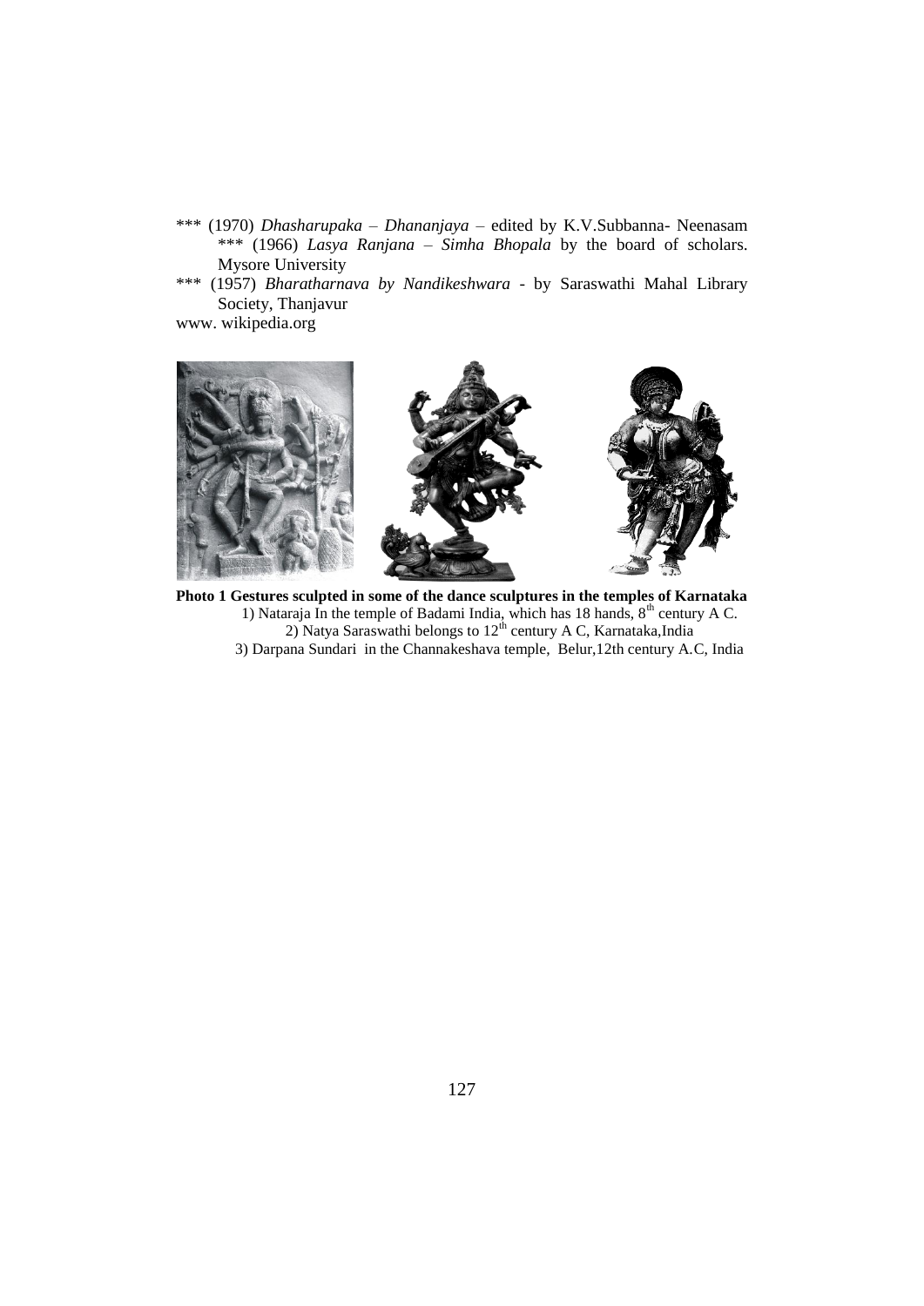*** (1970) *Dhasharupaka – Dhananjaya* – edited by K.V.Subbanna- Neenasam

*** (1966) *Lasya Ranjana – Simha Bhopala* by the board of scholars. Mysore University

*** (1957) *Bharatharnava by Nandikeshwara* - by Saraswathi Mahal Library Society, Thanjavur

www. wikipedia.org

**Photo 1 Gestures sculpted in some of the dance sculptures in the temples of Karnataka**

1) Nataraja In the temple of Badami India, which has 18 hands, 8th century A C.

2) Natya Saraswathi belongs to 12th century A C, Karnataka,India

3) Darpana Sundari in the Channakeshava temple, Belur,12th century A.C, India